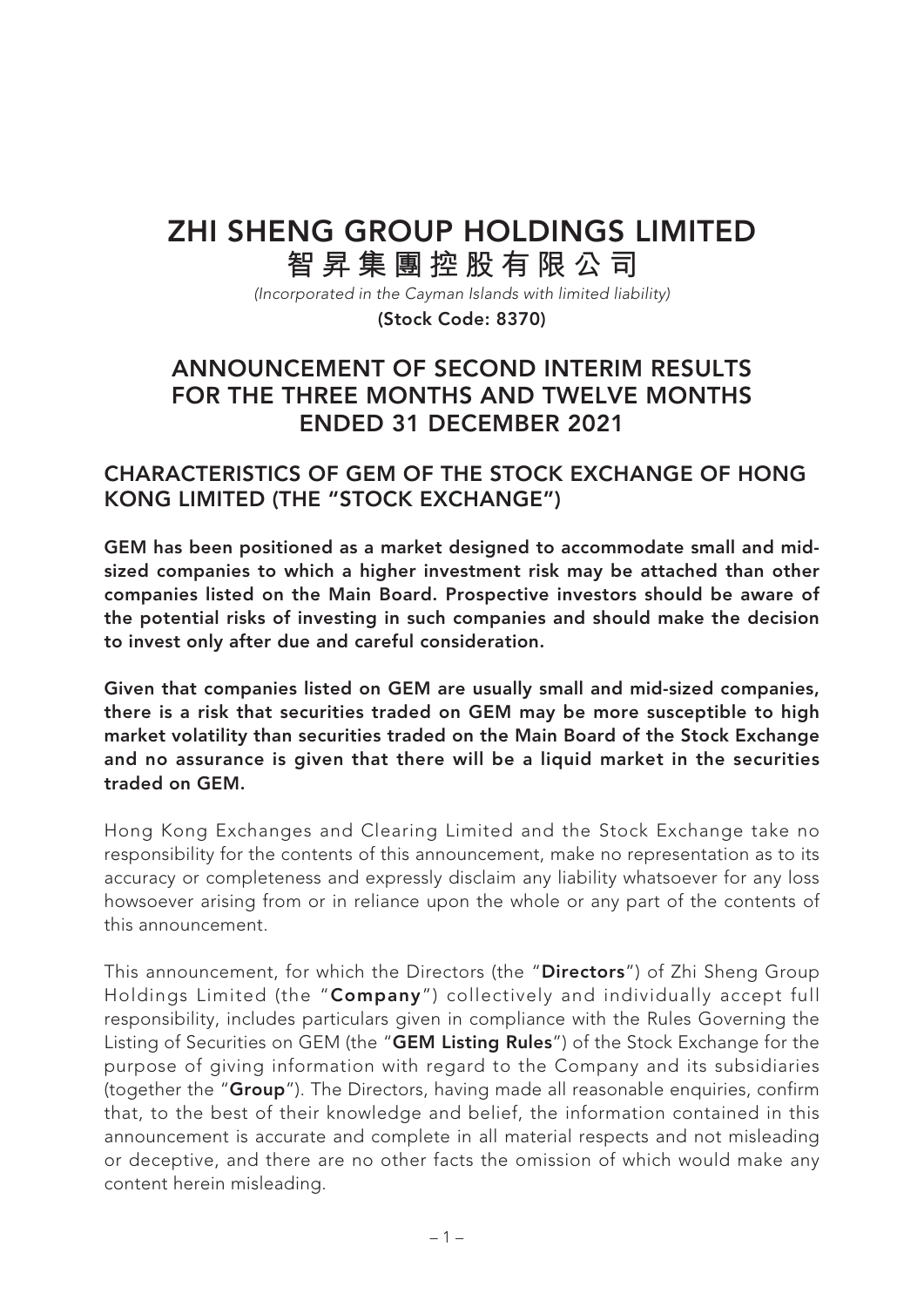# ZHI SHENG GROUP HOLDINGS LIMITED

# 智昇集團控股有限公司

*(Incorporated in the Cayman Islands with limited liability)*

**(Stock Code: 8370)**

## ANNOUNCEMENT OF SECOND INTERIM RESULTS FOR THE THREE MONTHS AND TWELVE MONTHS ENDED 31 DECEMBER 2021

## CHARACTERISTICS OF GEM OF THE STOCK EXCHANGE OF HONG KONG LIMITED (THE "STOCK EXCHANGE")

**GEM has been positioned as a market designed to accommodate small and mid-sized companies to which a higher investment risk may be attached than other companies listed on the Main Board. Prospective investors should be aware of the potential risks of investing in such companies and should make the decision to invest only after due and careful consideration.**

**Given that companies listed on GEM are usually small and mid-sized companies, there is a risk that securities traded on GEM may be more susceptible to high market volatility than securities traded on the Main Board of the Stock Exchange and no assurance is given that there will be a liquid market in the securities traded on GEM.**

Hong Kong Exchanges and Clearing Limited and the Stock Exchange take no responsibility for the contents of this announcement, make no representation as to its accuracy or completeness and expressly disclaim any liability whatsoever for any loss howsoever arising from or in reliance upon the whole or any part of the contents of this announcement.

This announcement, for which the Directors (the "**Directors**") of Zhi Sheng Group Holdings Limited (the "**Company**") collectively and individually accept full responsibility, includes particulars given in compliance with the Rules Governing the Listing of Securities on GEM (the "**GEM Listing Rules**") of the Stock Exchange for the purpose of giving information with regard to the Company and its subsidiaries (together the "**Group**"). The Directors, having made all reasonable enquiries, confirm that, to the best of their knowledge and belief, the information contained in this announcement is accurate and complete in all material respects and not misleading or deceptive, and there are no other facts the omission of which would make any content herein misleading.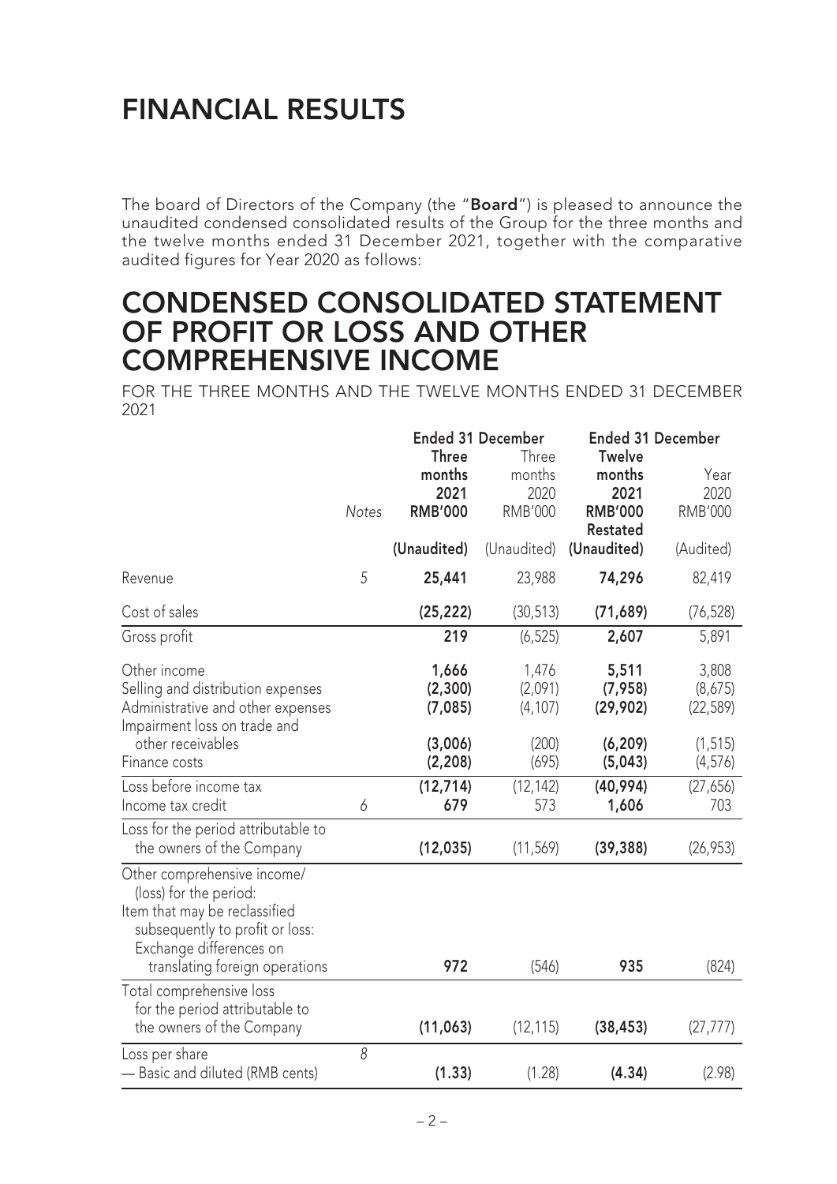# FINANCIAL RESULTS

The board of Directors of the Company (the "**Board**") is pleased to announce the unaudited condensed consolidated results of the Group for the three months and the twelve months ended 31 December 2021, together with the comparative audited figures for Year 2020 as follows:

# CONDENSED CONSOLIDATED STATEMENT OF PROFIT OR LOSS AND OTHER COMPREHENSIVE INCOME

FOR THE THREE MONTHS AND THE TWELVE MONTHS ENDED 31 DECEMBER 2021

| | | **Ended 31 December** | | **Ended 31 December** | |
|---|---|---|---|---|---|
| | Notes | **Three months 2021 RMB'000** | Three months 2020 RMB'000 | **Twelve months 2021 RMB'000** | Year 2020 RMB'000 Restated |
| | | **(Unaudited)** | (Unaudited) | **(Unaudited)** | (Audited) |
| Revenue | 5 | **25,441** | 23,988 | **74,296** | 82,419 |
| Cost of sales | | **(25,222)** | (30,513) | **(71,689)** | (76,528) |
| Gross profit | | **219** | (6,525) | **2,607** | 5,891 |
| Other income | | **1,666** | 1,476 | **5,511** | 3,808 |
| Selling and distribution expenses | | **(2,300)** | (2,091) | **(7,958)** | (8,675) |
| Administrative and other expenses | | **(7,085)** | (4,107) | **(29,902)** | (22,589) |
| Impairment loss on trade and other receivables | | **(3,006)** | (200) | **(6,209)** | (1,515) |
| Finance costs | | **(2,208)** | (695) | **(5,043)** | (4,576) |
| Loss before income tax | | **(12,714)** | (12,142) | **(40,994)** | (27,656) |
| Income tax credit | 6 | **679** | 573 | **1,606** | 703 |
| Loss for the period attributable to the owners of the Company | | **(12,035)** | (11,569) | **(39,388)** | (26,953) |
| Other comprehensive income/(loss) for the period: | | | | | |
| Item that may be reclassified subsequently to profit or loss: | | | | | |
| Exchange differences on translating foreign operations | | **972** | (546) | **935** | (824) |
| Total comprehensive loss for the period attributable to the owners of the Company | | **(11,063)** | (12,115) | **(38,453)** | (27,777) |
| Loss per share | 8 | | | | |
| — Basic and diluted (RMB cents) | | **(1.33)** | (1.28) | **(4.34)** | (2.98) |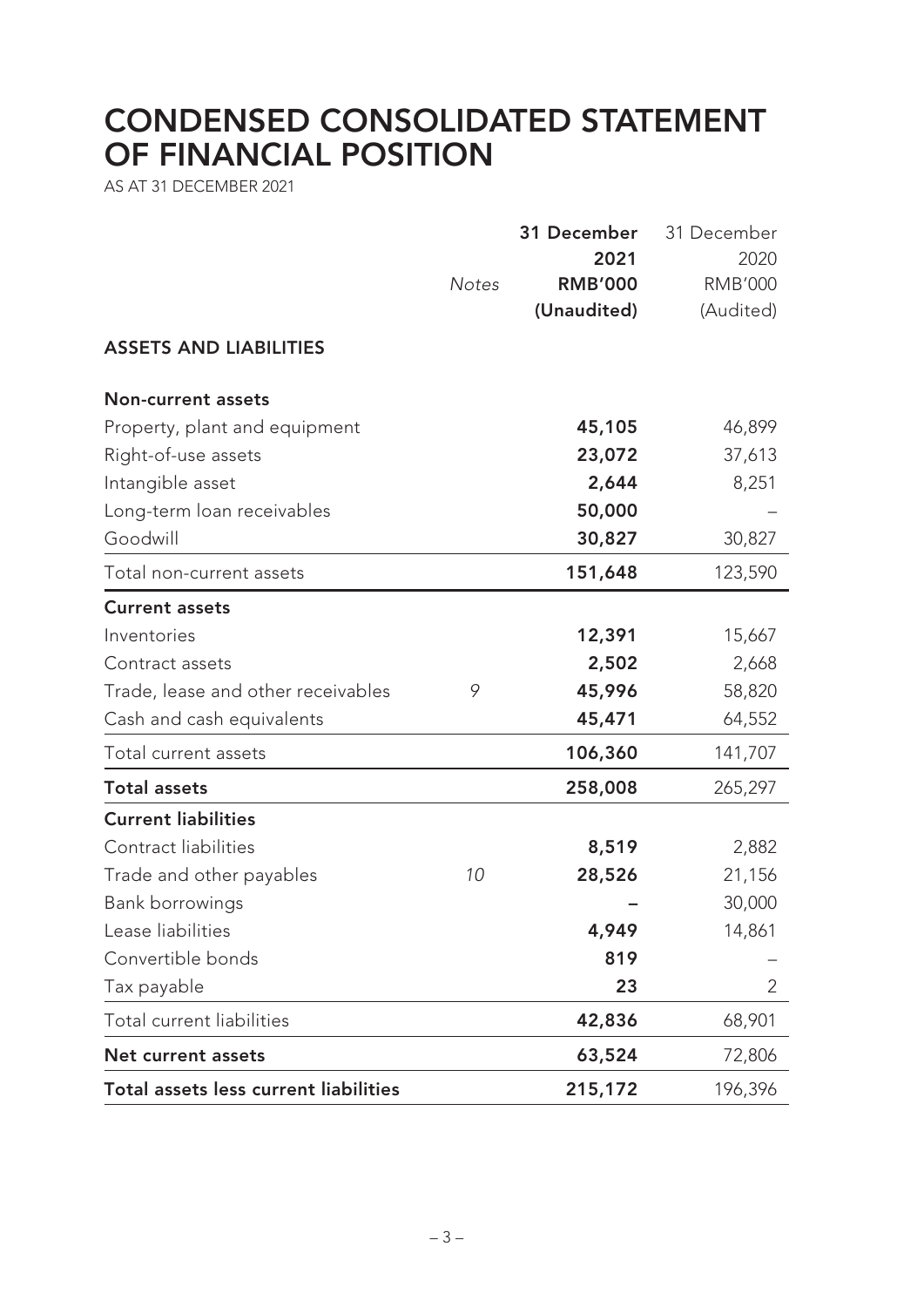# CONDENSED CONSOLIDATED STATEMENT OF FINANCIAL POSITION

AS AT 31 DECEMBER 2021

| | Notes | 31 December 2021 RMB'000 (Unaudited) | 31 December 2020 RMB'000 (Audited) |
|---|---|---|---|
| **ASSETS AND LIABILITIES** | | | |
| **Non-current assets** | | | |
| Property, plant and equipment | | **45,105** | 46,899 |
| Right-of-use assets | | **23,072** | 37,613 |
| Intangible asset | | **2,644** | 8,251 |
| Long-term loan receivables | | **50,000** | – |
| Goodwill | | **30,827** | 30,827 |
| Total non-current assets | | **151,648** | 123,590 |
| **Current assets** | | | |
| Inventories | | **12,391** | 15,667 |
| Contract assets | | **2,502** | 2,668 |
| Trade, lease and other receivables | 9 | **45,996** | 58,820 |
| Cash and cash equivalents | | **45,471** | 64,552 |
| Total current assets | | **106,360** | 141,707 |
| **Total assets** | | **258,008** | 265,297 |
| **Current liabilities** | | | |
| Contract liabilities | | **8,519** | 2,882 |
| Trade and other payables | 10 | **28,526** | 21,156 |
| Bank borrowings | | **–** | 30,000 |
| Lease liabilities | | **4,949** | 14,861 |
| Convertible bonds | | **819** | – |
| Tax payable | | **23** | 2 |
| Total current liabilities | | **42,836** | 68,901 |
| **Net current assets** | | **63,524** | 72,806 |
| **Total assets less current liabilities** | | **215,172** | 196,396 |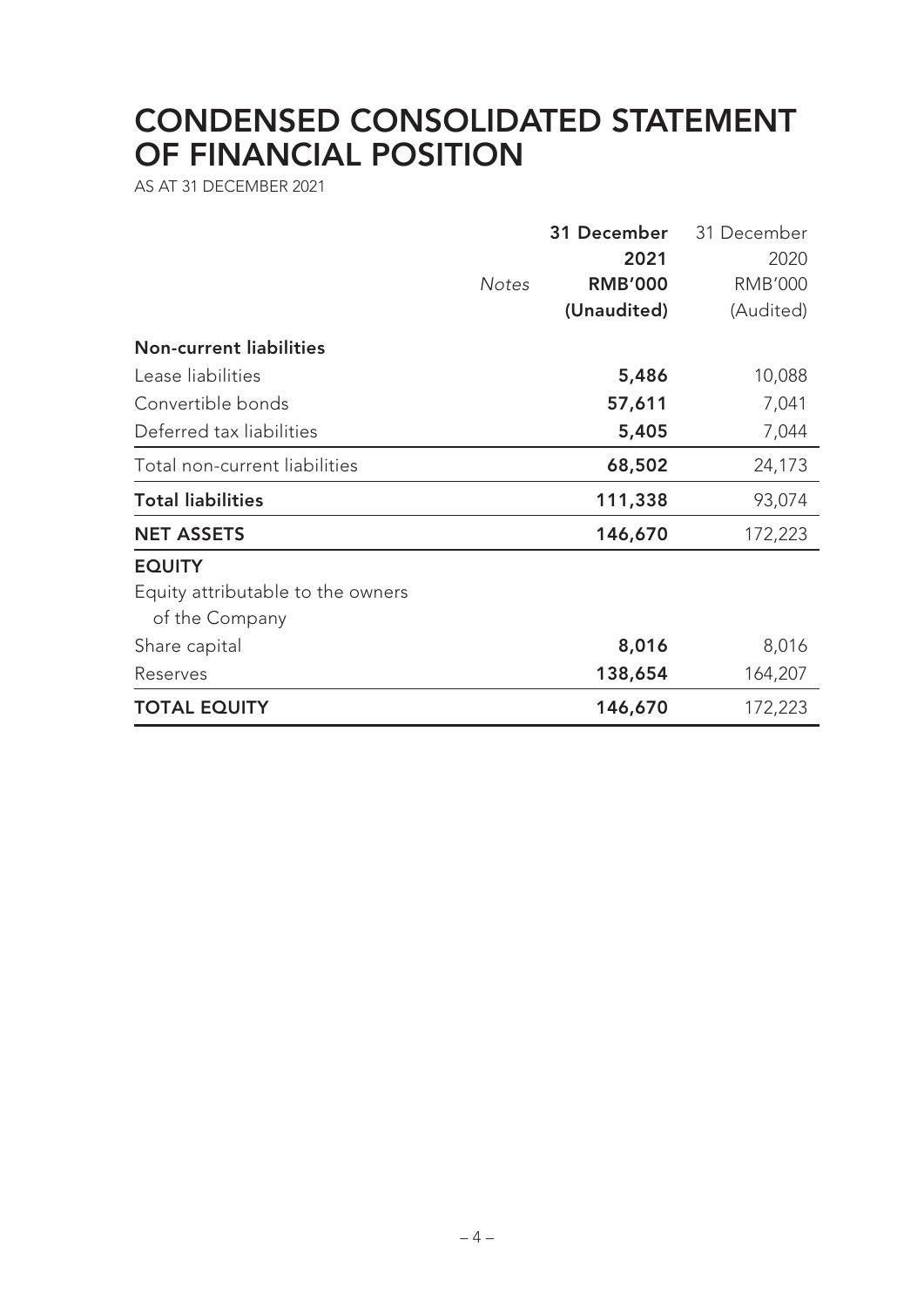# CONDENSED CONSOLIDATED STATEMENT OF FINANCIAL POSITION

AS AT 31 DECEMBER 2021

| | *Notes* | **31 December 2021 RMB'000 (Unaudited)** | 31 December 2020 RMB'000 (Audited) |
|---|---|---|---|
| **Non-current liabilities** | | | |
| Lease liabilities | | **5,486** | 10,088 |
| Convertible bonds | | **57,611** | 7,041 |
| Deferred tax liabilities | | **5,405** | 7,044 |
| Total non-current liabilities | | **68,502** | 24,173 |
| **Total liabilities** | | **111,338** | 93,074 |
| **NET ASSETS** | | **146,670** | 172,223 |
| **EQUITY** | | | |
| Equity attributable to the owners of the Company | | | |
| Share capital | | **8,016** | 8,016 |
| Reserves | | **138,654** | 164,207 |
| **TOTAL EQUITY** | | **146,670** | 172,223 |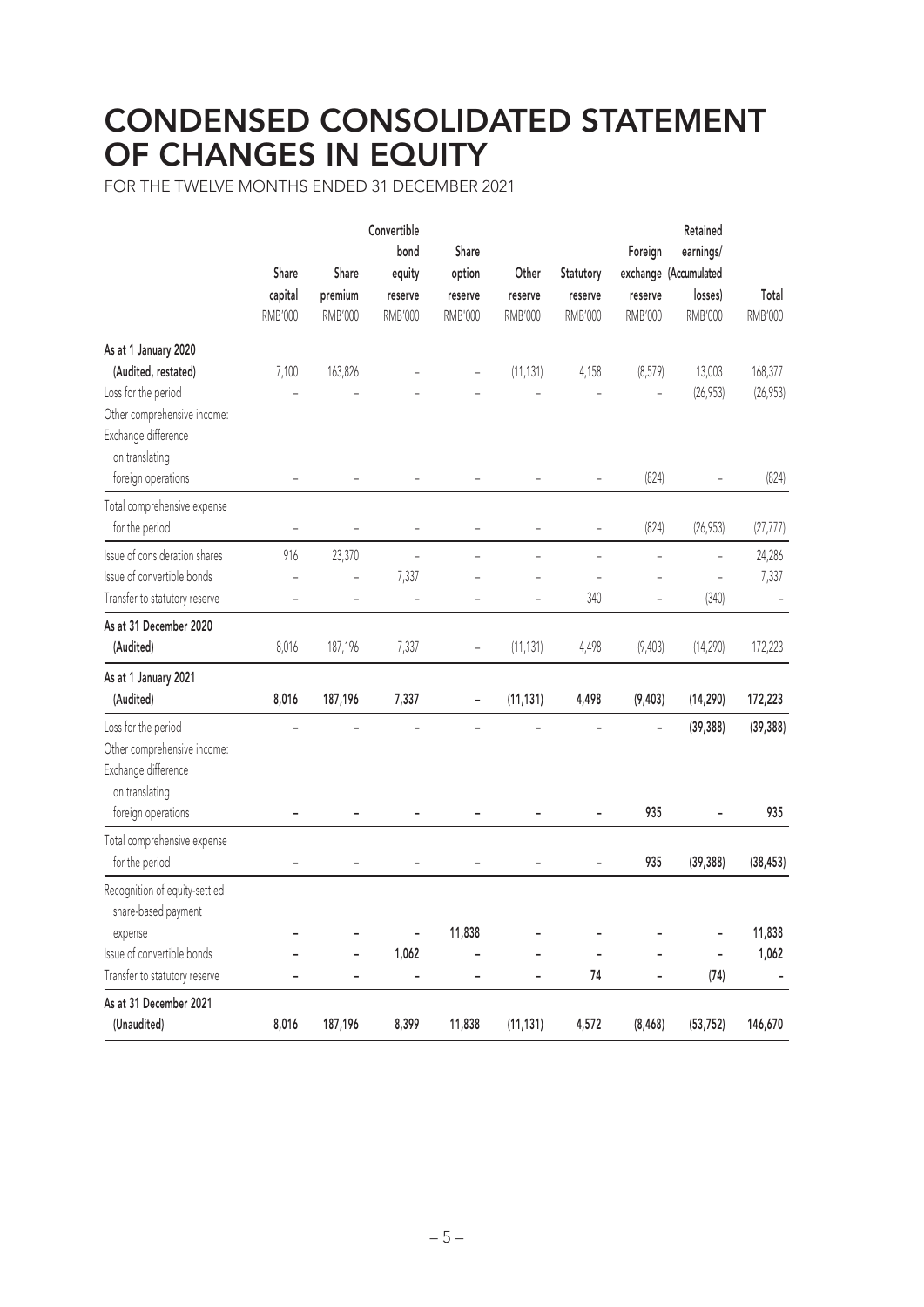# CONDENSED CONSOLIDATED STATEMENT OF CHANGES IN EQUITY

FOR THE TWELVE MONTHS ENDED 31 DECEMBER 2021

| | Share capital RMB'000 | Share premium RMB'000 | Convertible bond equity reserve RMB'000 | Share option reserve RMB'000 | Other reserve RMB'000 | Statutory reserve RMB'000 | Foreign exchange reserve RMB'000 | Retained earnings/ (Accumulated losses) RMB'000 | Total RMB'000 |
|---|---|---|---|---|---|---|---|---|---|
| **As at 1 January 2020 (Audited, restated)** | 7,100 | 163,826 | – | – | (11,131) | 4,158 | (8,579) | 13,003 | 168,377 |
| Loss for the period | – | – | – | – | – | – | – | (26,953) | (26,953) |
| Other comprehensive income: | | | | | | | | | |
| Exchange difference on translating foreign operations | – | – | – | – | – | – | (824) | – | (824) |
| Total comprehensive expense for the period | – | – | – | – | – | – | (824) | (26,953) | (27,777) |
| Issue of consideration shares | 916 | 23,370 | – | – | – | – | – | – | 24,286 |
| Issue of convertible bonds | – | – | 7,337 | – | – | – | – | – | 7,337 |
| Transfer to statutory reserve | – | – | – | – | – | 340 | – | (340) | – |
| **As at 31 December 2020 (Audited)** | 8,016 | 187,196 | 7,337 | – | (11,131) | 4,498 | (9,403) | (14,290) | 172,223 |
| **As at 1 January 2021 (Audited)** | **8,016** | **187,196** | **7,337** | **–** | **(11,131)** | **4,498** | **(9,403)** | **(14,290)** | **172,223** |
| Loss for the period | **–** | **–** | **–** | **–** | **–** | **–** | **–** | **(39,388)** | **(39,388)** |
| Other comprehensive income: | | | | | | | | | |
| Exchange difference on translating foreign operations | **–** | **–** | **–** | **–** | **–** | **–** | **935** | **–** | **935** |
| Total comprehensive expense for the period | **–** | **–** | **–** | **–** | **–** | **–** | **935** | **(39,388)** | **(38,453)** |
| Recognition of equity-settled share-based payment expense | **–** | **–** | **–** | **11,838** | **–** | **–** | **–** | **–** | **11,838** |
| Issue of convertible bonds | **–** | **–** | **1,062** | **–** | **–** | **–** | **–** | **–** | **1,062** |
| Transfer to statutory reserve | **–** | **–** | **–** | **–** | **–** | **74** | **–** | **(74)** | **–** |
| **As at 31 December 2021 (Unaudited)** | **8,016** | **187,196** | **8,399** | **11,838** | **(11,131)** | **4,572** | **(8,468)** | **(53,752)** | **146,670** |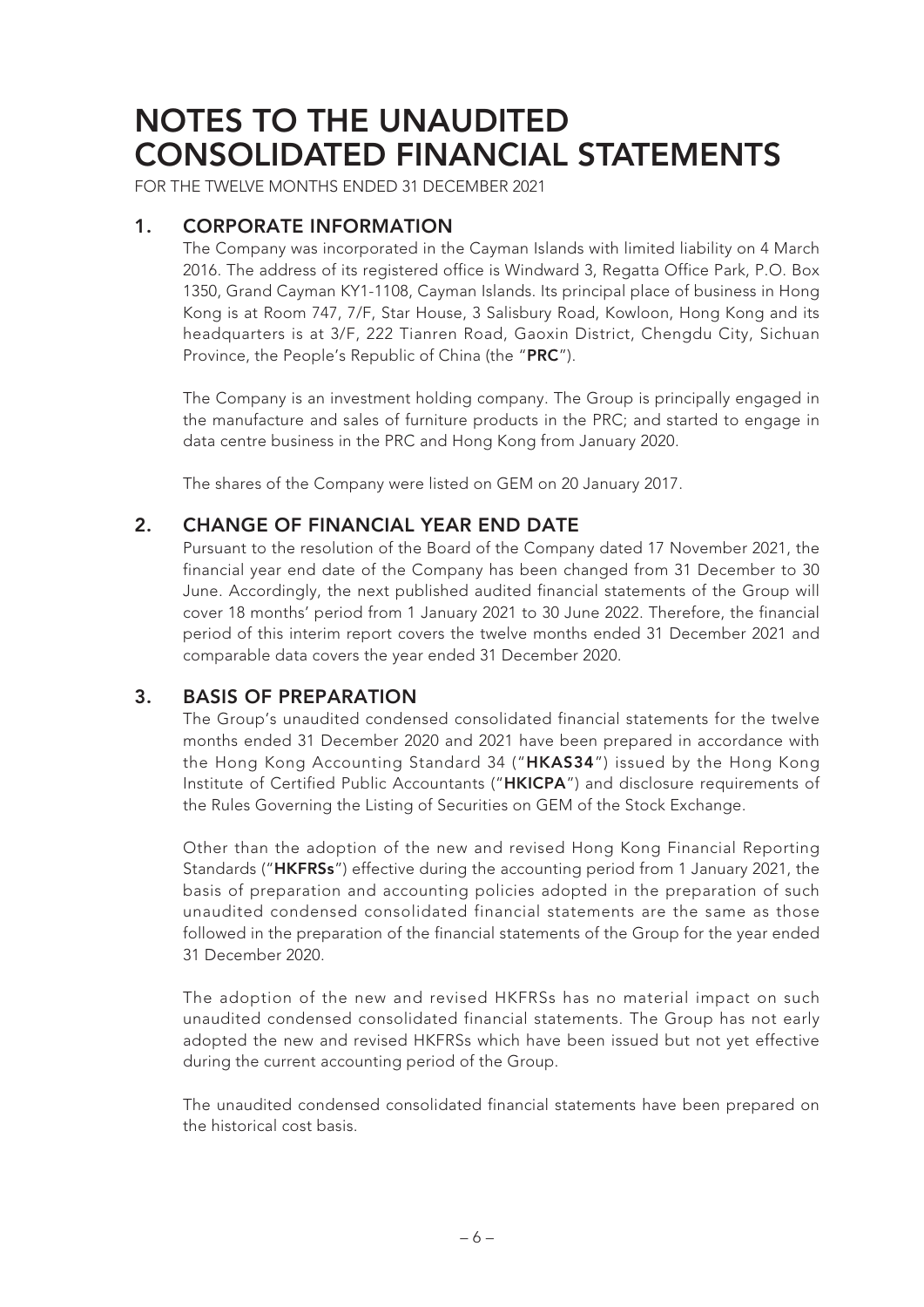# NOTES TO THE UNAUDITED CONSOLIDATED FINANCIAL STATEMENTS

FOR THE TWELVE MONTHS ENDED 31 DECEMBER 2021

## 1. CORPORATE INFORMATION

The Company was incorporated in the Cayman Islands with limited liability on 4 March 2016. The address of its registered office is Windward 3, Regatta Office Park, P.O. Box 1350, Grand Cayman KY1-1108, Cayman Islands. Its principal place of business in Hong Kong is at Room 747, 7/F, Star House, 3 Salisbury Road, Kowloon, Hong Kong and its headquarters is at 3/F, 222 Tianren Road, Gaoxin District, Chengdu City, Sichuan Province, the People's Republic of China (the "**PRC**").

The Company is an investment holding company. The Group is principally engaged in the manufacture and sales of furniture products in the PRC; and started to engage in data centre business in the PRC and Hong Kong from January 2020.

The shares of the Company were listed on GEM on 20 January 2017.

## 2. CHANGE OF FINANCIAL YEAR END DATE

Pursuant to the resolution of the Board of the Company dated 17 November 2021, the financial year end date of the Company has been changed from 31 December to 30 June. Accordingly, the next published audited financial statements of the Group will cover 18 months' period from 1 January 2021 to 30 June 2022. Therefore, the financial period of this interim report covers the twelve months ended 31 December 2021 and comparable data covers the year ended 31 December 2020.

## 3. BASIS OF PREPARATION

The Group's unaudited condensed consolidated financial statements for the twelve months ended 31 December 2020 and 2021 have been prepared in accordance with the Hong Kong Accounting Standard 34 ("**HKAS34**") issued by the Hong Kong Institute of Certified Public Accountants ("**HKICPA**") and disclosure requirements of the Rules Governing the Listing of Securities on GEM of the Stock Exchange.

Other than the adoption of the new and revised Hong Kong Financial Reporting Standards ("**HKFRSs**") effective during the accounting period from 1 January 2021, the basis of preparation and accounting policies adopted in the preparation of such unaudited condensed consolidated financial statements are the same as those followed in the preparation of the financial statements of the Group for the year ended 31 December 2020.

The adoption of the new and revised HKFRSs has no material impact on such unaudited condensed consolidated financial statements. The Group has not early adopted the new and revised HKFRSs which have been issued but not yet effective during the current accounting period of the Group.

The unaudited condensed consolidated financial statements have been prepared on the historical cost basis.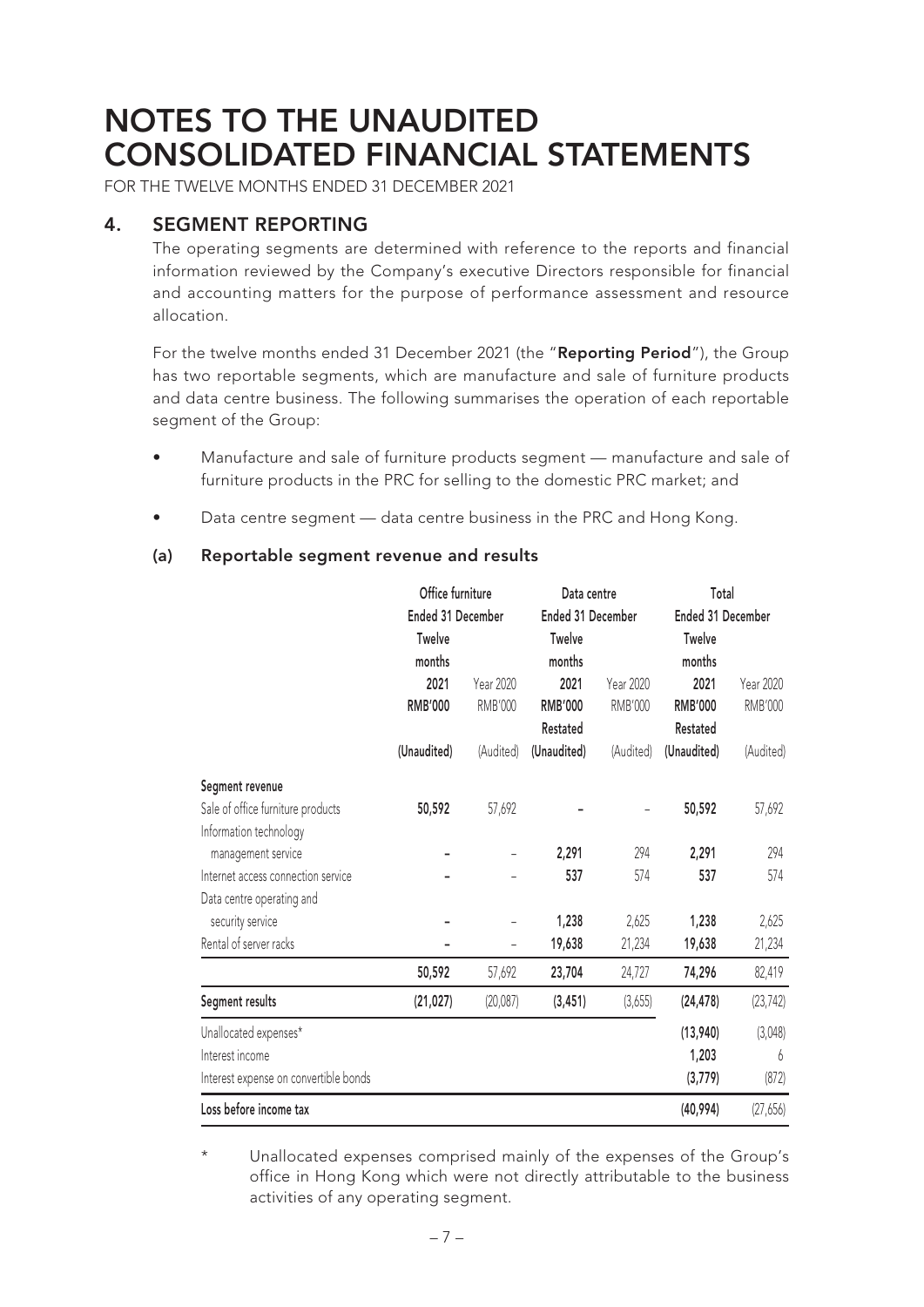# NOTES TO THE UNAUDITED CONSOLIDATED FINANCIAL STATEMENTS

FOR THE TWELVE MONTHS ENDED 31 DECEMBER 2021

## 4. SEGMENT REPORTING

The operating segments are determined with reference to the reports and financial information reviewed by the Company's executive Directors responsible for financial and accounting matters for the purpose of performance assessment and resource allocation.

For the twelve months ended 31 December 2021 (the "**Reporting Period**"), the Group has two reportable segments, which are manufacture and sale of furniture products and data centre business. The following summarises the operation of each reportable segment of the Group:

- Manufacture and sale of furniture products segment — manufacture and sale of furniture products in the PRC for selling to the domestic PRC market; and
- Data centre segment — data centre business in the PRC and Hong Kong.

### (a) Reportable segment revenue and results

| | Office furniture | | Data centre | | Total | |
|---|---|---|---|---|---|---|
| | Ended 31 December | | Ended 31 December | | Ended 31 December | |
| | Twelve months 2021 | Year 2020 | Twelve months 2021 | Year 2020 | Twelve months 2021 | Year 2020 |
| | RMB'000 | RMB'000 | RMB'000 Restated | RMB'000 | RMB'000 Restated | RMB'000 |
| | (Unaudited) | (Audited) | (Unaudited) | (Audited) | (Unaudited) | (Audited) |
| **Segment revenue** | | | | | | |
| Sale of office furniture products | **50,592** | 57,692 | **–** | – | **50,592** | 57,692 |
| Information technology management service | **–** | – | **2,291** | 294 | **2,291** | 294 |
| Internet access connection service | **–** | – | **537** | 574 | **537** | 574 |
| Data centre operating and security service | **–** | – | **1,238** | 2,625 | **1,238** | 2,625 |
| Rental of server racks | **–** | – | **19,638** | 21,234 | **19,638** | 21,234 |
| | **50,592** | 57,692 | **23,704** | 24,727 | **74,296** | 82,419 |
| **Segment results** | **(21,027)** | (20,087) | **(3,451)** | (3,655) | **(24,478)** | (23,742) |
| Unallocated expenses* | | | | | **(13,940)** | (3,048) |
| Interest income | | | | | **1,203** | 6 |
| Interest expense on convertible bonds | | | | | **(3,779)** | (872) |
| **Loss before income tax** | | | | | **(40,994)** | (27,656) |

\* Unallocated expenses comprised mainly of the expenses of the Group's office in Hong Kong which were not directly attributable to the business activities of any operating segment.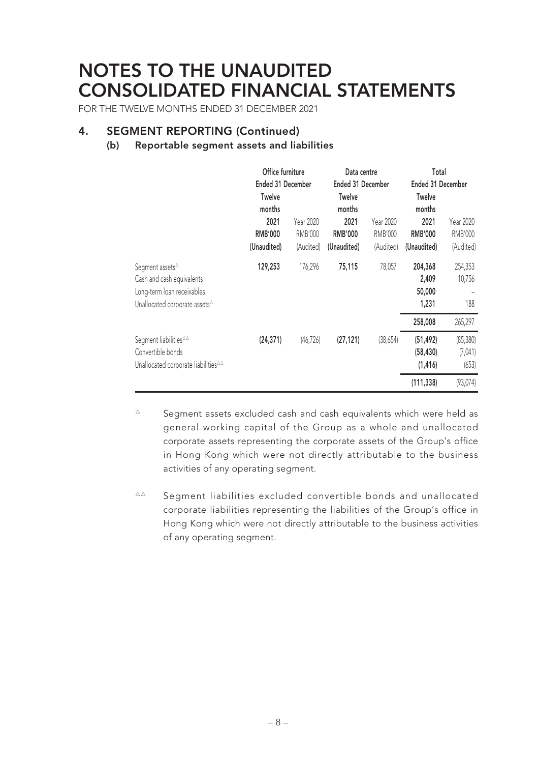# NOTES TO THE UNAUDITED CONSOLIDATED FINANCIAL STATEMENTS

FOR THE TWELVE MONTHS ENDED 31 DECEMBER 2021

## 4. SEGMENT REPORTING (Continued)

### (b) Reportable segment assets and liabilities

| | Office furniture | | Data centre | | Total | |
|---|---|---|---|---|---|---|
| | Ended 31 December | | Ended 31 December | | Ended 31 December | |
| | Twelve months 2021 | Year 2020 | Twelve months 2021 | Year 2020 | Twelve months 2021 | Year 2020 |
| | RMB'000 | RMB'000 | RMB'000 | RMB'000 | RMB'000 | RMB'000 |
| | (Unaudited) | (Audited) | (Unaudited) | (Audited) | (Unaudited) | (Audited) |
| Segment assets[△] | **129,253** | 176,296 | **75,115** | 78,057 | **204,368** | 254,353 |
| Cash and cash equivalents | | | | | **2,409** | 10,756 |
| Long-term loan receivables | | | | | **50,000** | – |
| Unallocated corporate assets[△] | | | | | **1,231** | 188 |
| | | | | | **258,008** | 265,297 |
| Segment liabilities[△△] | **(24,371)** | (46,726) | **(27,121)** | (38,654) | **(51,492)** | (85,380) |
| Convertible bonds | | | | | **(58,430)** | (7,041) |
| Unallocated corporate liabilities[△△] | | | | | **(1,416)** | (653) |
| | | | | | **(111,338)** | (93,074) |

△ Segment assets excluded cash and cash equivalents which were held as general working capital of the Group as a whole and unallocated corporate assets representing the corporate assets of the Group's office in Hong Kong which were not directly attributable to the business activities of any operating segment.

△△ Segment liabilities excluded convertible bonds and unallocated corporate liabilities representing the liabilities of the Group's office in Hong Kong which were not directly attributable to the business activities of any operating segment.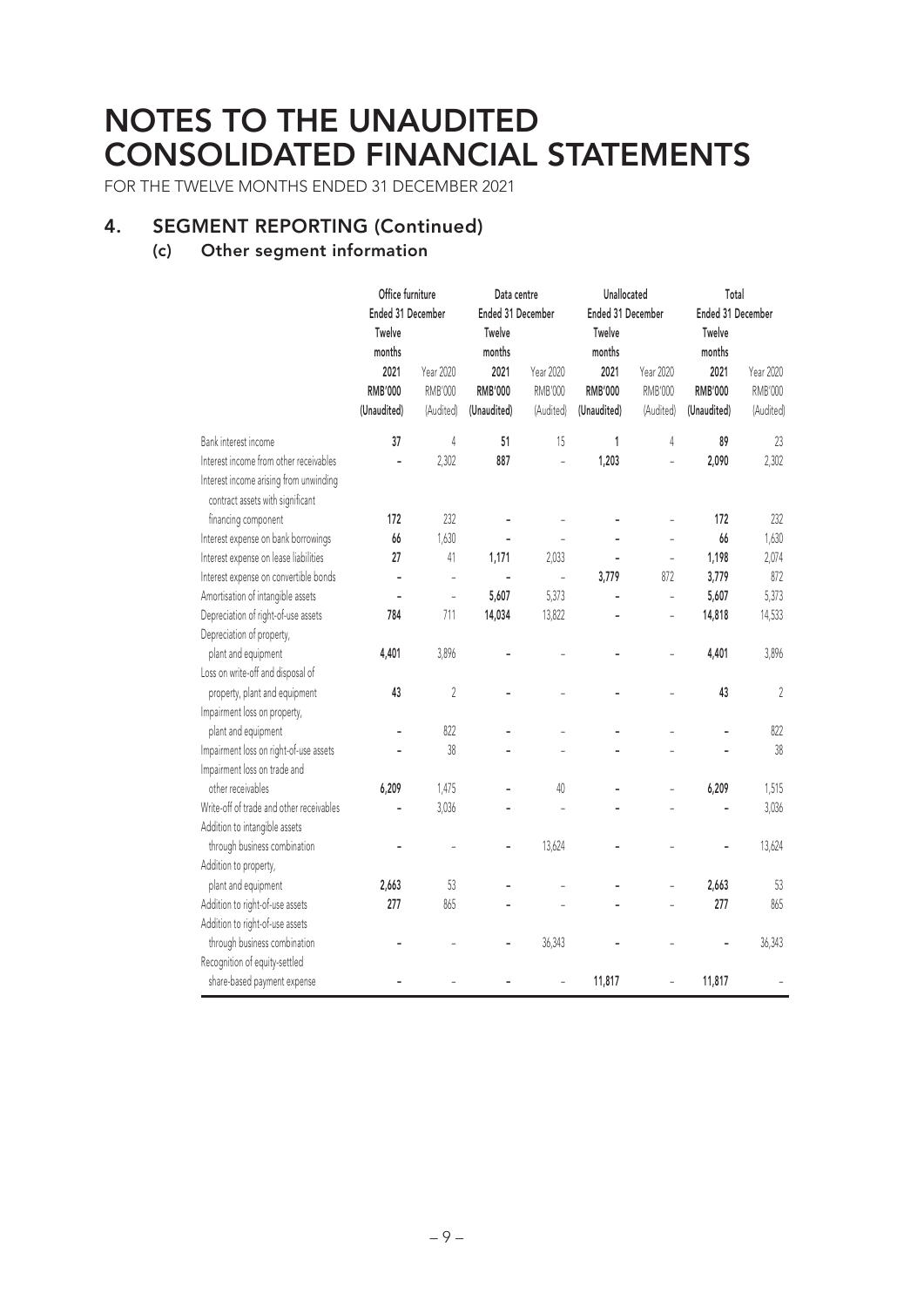# NOTES TO THE UNAUDITED CONSOLIDATED FINANCIAL STATEMENTS

FOR THE TWELVE MONTHS ENDED 31 DECEMBER 2021

## 4. SEGMENT REPORTING (Continued)

### (c) Other segment information

| | Office furniture | | Data centre | | Unallocated | | Total | |
|---|---|---|---|---|---|---|---|---|
| | Ended 31 December | | Ended 31 December | | Ended 31 December | | Ended 31 December | |
| | Twelve months 2021 | Year 2020 | Twelve months 2021 | Year 2020 | Twelve months 2021 | Year 2020 | Twelve months 2021 | Year 2020 |
| | RMB'000 | RMB'000 | RMB'000 | RMB'000 | RMB'000 | RMB'000 | RMB'000 | RMB'000 |
| | (Unaudited) | (Audited) | (Unaudited) | (Audited) | (Unaudited) | (Audited) | (Unaudited) | (Audited) |
| Bank interest income | 37 | 4 | 51 | 15 | 1 | 4 | 89 | 23 |
| Interest income from other receivables | – | 2,302 | 887 | – | 1,203 | – | 2,090 | 2,302 |
| Interest income arising from unwinding contract assets with significant financing component | 172 | 232 | – | – | – | – | 172 | 232 |
| Interest expense on bank borrowings | 66 | 1,630 | – | – | – | – | 66 | 1,630 |
| Interest expense on lease liabilities | 27 | 41 | 1,171 | 2,033 | – | – | 1,198 | 2,074 |
| Interest expense on convertible bonds | – | – | – | – | 3,779 | 872 | 3,779 | 872 |
| Amortisation of intangible assets | – | – | 5,607 | 5,373 | – | – | 5,607 | 5,373 |
| Depreciation of right-of-use assets | 784 | 711 | 14,034 | 13,822 | – | – | 14,818 | 14,533 |
| Depreciation of property, plant and equipment | 4,401 | 3,896 | – | – | – | – | 4,401 | 3,896 |
| Loss on write-off and disposal of property, plant and equipment | 43 | 2 | – | – | – | – | 43 | 2 |
| Impairment loss on property, plant and equipment | – | 822 | – | – | – | – | – | 822 |
| Impairment loss on right-of-use assets | – | 38 | – | – | – | – | – | 38 |
| Impairment loss on trade and other receivables | 6,209 | 1,475 | – | 40 | – | – | 6,209 | 1,515 |
| Write-off of trade and other receivables | – | 3,036 | – | – | – | – | – | 3,036 |
| Addition to intangible assets through business combination | – | – | – | 13,624 | – | – | – | 13,624 |
| Addition to property, plant and equipment | 2,663 | 53 | – | – | – | – | 2,663 | 53 |
| Addition to right-of-use assets | 277 | 865 | – | – | – | – | 277 | 865 |
| Addition to right-of-use assets through business combination | – | – | – | 36,343 | – | – | – | 36,343 |
| Recognition of equity-settled share-based payment expense | – | – | – | – | 11,817 | – | 11,817 | – |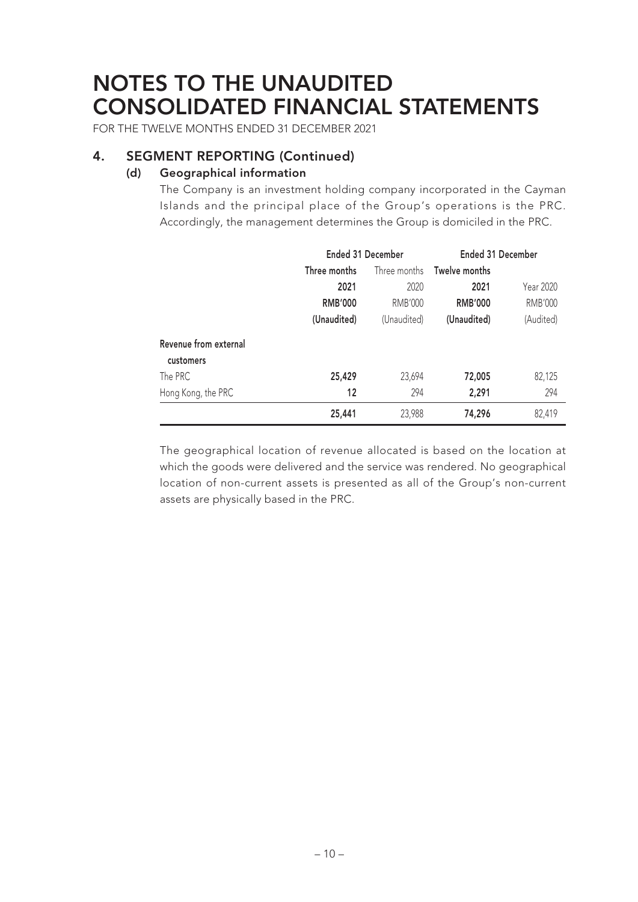# NOTES TO THE UNAUDITED CONSOLIDATED FINANCIAL STATEMENTS

FOR THE TWELVE MONTHS ENDED 31 DECEMBER 2021

## 4. SEGMENT REPORTING (Continued)

### (d) Geographical information

The Company is an investment holding company incorporated in the Cayman Islands and the principal place of the Group's operations is the PRC. Accordingly, the management determines the Group is domiciled in the PRC.

| | Ended 31 December | | Ended 31 December | |
|---|---|---|---|---|
| | **Three months** | Three months | **Twelve months** | |
| | **2021** | 2020 | **2021** | Year 2020 |
| | **RMB'000** | RMB'000 | **RMB'000** | RMB'000 |
| | **(Unaudited)** | (Unaudited) | **(Unaudited)** | (Audited) |
| **Revenue from external customers** | | | | |
| The PRC | **25,429** | 23,694 | **72,005** | 82,125 |
| Hong Kong, the PRC | **12** | 294 | **2,291** | 294 |
| | **25,441** | 23,988 | **74,296** | 82,419 |

The geographical location of revenue allocated is based on the location at which the goods were delivered and the service was rendered. No geographical location of non-current assets is presented as all of the Group's non-current assets are physically based in the PRC.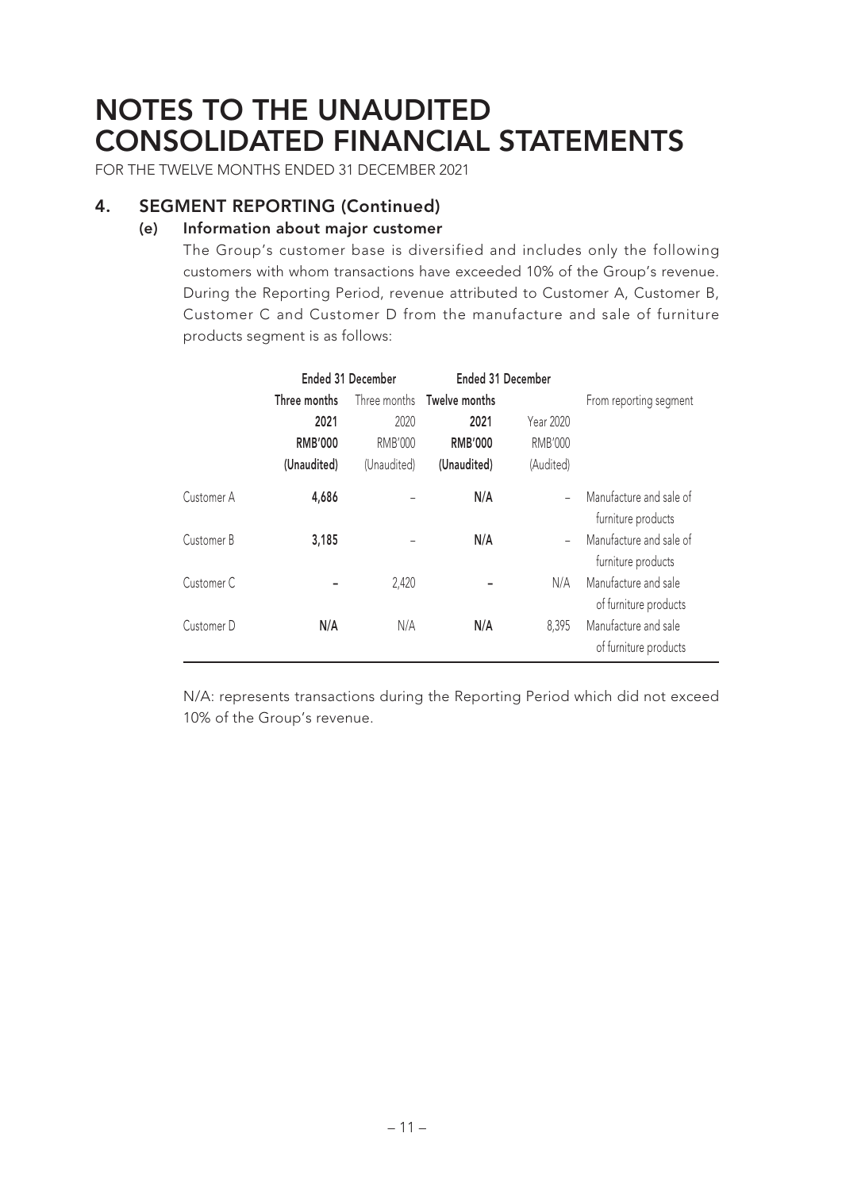# NOTES TO THE UNAUDITED CONSOLIDATED FINANCIAL STATEMENTS

FOR THE TWELVE MONTHS ENDED 31 DECEMBER 2021

## 4. SEGMENT REPORTING (Continued)

### (e) Information about major customer

The Group's customer base is diversified and includes only the following customers with whom transactions have exceeded 10% of the Group's revenue. During the Reporting Period, revenue attributed to Customer A, Customer B, Customer C and Customer D from the manufacture and sale of furniture products segment is as follows:

| | **Ended 31 December** | | **Ended 31 December** | | |
|---|---|---|---|---|---|
| | **Three months** | Three months | **Twelve months** | | From reporting segment |
| | **2021** | 2020 | **2021** | Year 2020 | |
| | **RMB'000** | RMB'000 | **RMB'000** | RMB'000 | |
| | **(Unaudited)** | (Unaudited) | **(Unaudited)** | (Audited) | |
| Customer A | **4,686** | – | **N/A** | – | Manufacture and sale of furniture products |
| Customer B | **3,185** | – | **N/A** | – | Manufacture and sale of furniture products |
| Customer C | **–** | 2,420 | **–** | N/A | Manufacture and sale of furniture products |
| Customer D | **N/A** | N/A | **N/A** | 8,395 | Manufacture and sale of furniture products |

N/A: represents transactions during the Reporting Period which did not exceed 10% of the Group's revenue.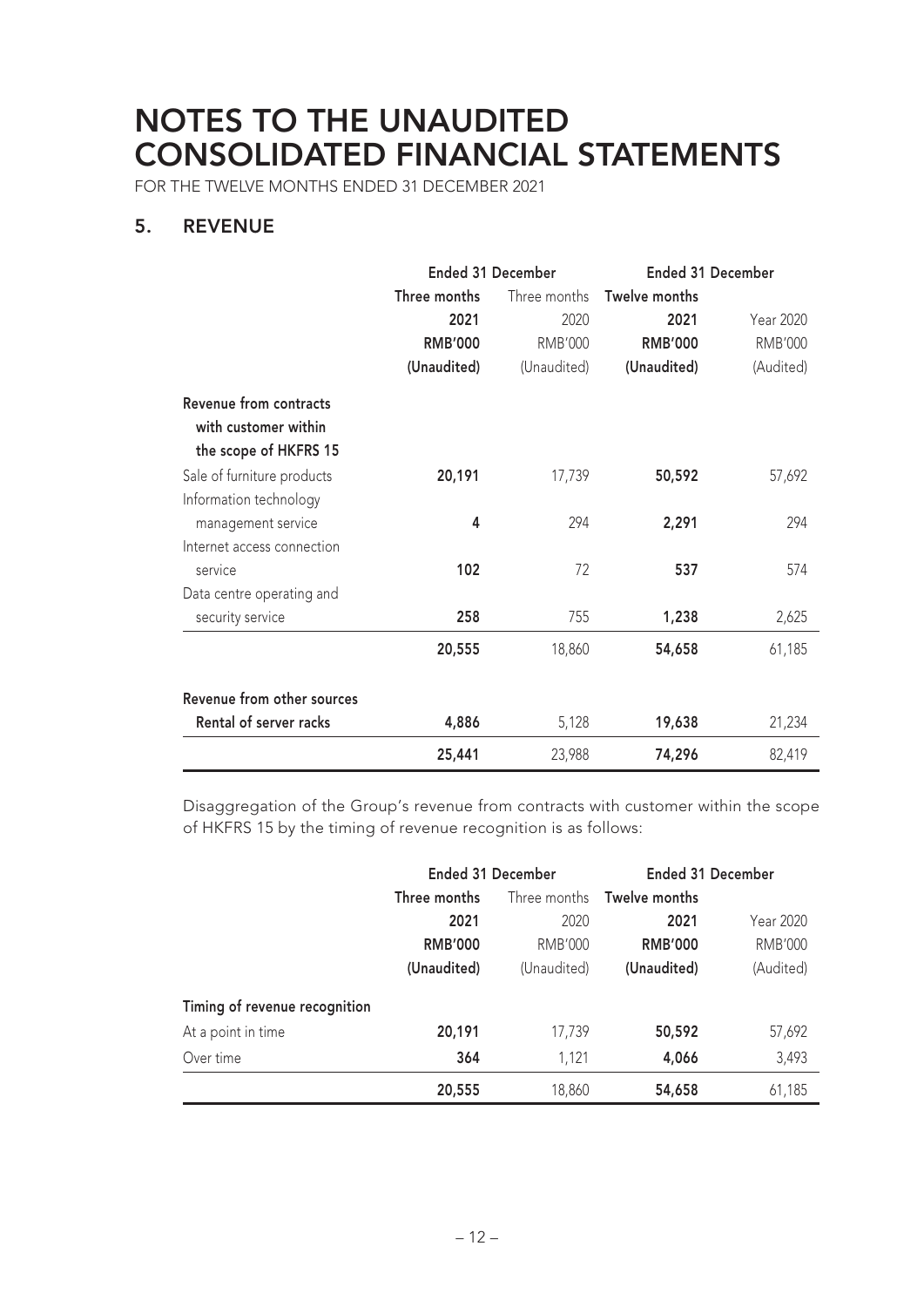# NOTES TO THE UNAUDITED CONSOLIDATED FINANCIAL STATEMENTS

FOR THE TWELVE MONTHS ENDED 31 DECEMBER 2021

## 5. REVENUE

| | Ended 31 December | | Ended 31 December | |
|---|---|---|---|---|
| | **Three months** | Three months | **Twelve months** | |
| | **2021** | 2020 | **2021** | Year 2020 |
| | **RMB'000** | RMB'000 | **RMB'000** | RMB'000 |
| | **(Unaudited)** | (Unaudited) | **(Unaudited)** | (Audited) |
| **Revenue from contracts with customer within the scope of HKFRS 15** | | | | |
| Sale of furniture products | **20,191** | 17,739 | **50,592** | 57,692 |
| Information technology management service | **4** | 294 | **2,291** | 294 |
| Internet access connection service | **102** | 72 | **537** | 574 |
| Data centre operating and security service | **258** | 755 | **1,238** | 2,625 |
| | **20,555** | 18,860 | **54,658** | 61,185 |
| **Revenue from other sources** | | | | |
| **Rental of server racks** | **4,886** | 5,128 | **19,638** | 21,234 |
| | **25,441** | 23,988 | **74,296** | 82,419 |

Disaggregation of the Group's revenue from contracts with customer within the scope of HKFRS 15 by the timing of revenue recognition is as follows:

| | Ended 31 December | | Ended 31 December | |
|---|---|---|---|---|
| | **Three months** | Three months | **Twelve months** | |
| | **2021** | 2020 | **2021** | Year 2020 |
| | **RMB'000** | RMB'000 | **RMB'000** | RMB'000 |
| | **(Unaudited)** | (Unaudited) | **(Unaudited)** | (Audited) |
| **Timing of revenue recognition** | | | | |
| At a point in time | **20,191** | 17,739 | **50,592** | 57,692 |
| Over time | **364** | 1,121 | **4,066** | 3,493 |
| | **20,555** | 18,860 | **54,658** | 61,185 |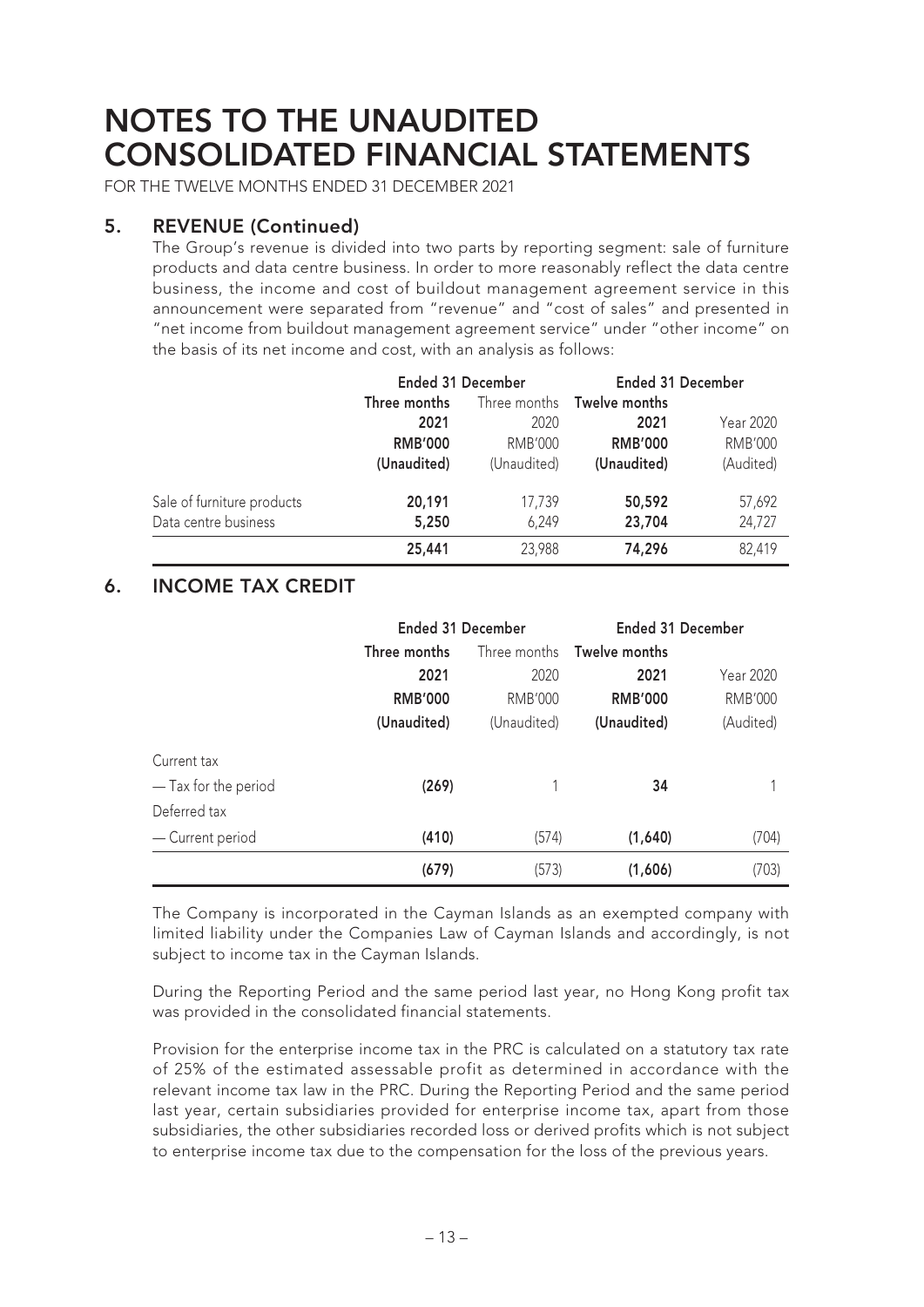# NOTES TO THE UNAUDITED CONSOLIDATED FINANCIAL STATEMENTS

FOR THE TWELVE MONTHS ENDED 31 DECEMBER 2021

## 5. REVENUE (Continued)

The Group's revenue is divided into two parts by reporting segment: sale of furniture products and data centre business. In order to more reasonably reflect the data centre business, the income and cost of buildout management agreement service in this announcement were separated from "revenue" and "cost of sales" and presented in "net income from buildout management agreement service" under "other income" on the basis of its net income and cost, with an analysis as follows:

| | Ended 31 December | | Ended 31 December | |
|---|---|---|---|---|
| | **Three months** | Three months | **Twelve months** | |
| | **2021** | 2020 | **2021** | Year 2020 |
| | **RMB'000** | RMB'000 | **RMB'000** | RMB'000 |
| | **(Unaudited)** | (Unaudited) | **(Unaudited)** | (Audited) |
| Sale of furniture products | **20,191** | 17,739 | **50,592** | 57,692 |
| Data centre business | **5,250** | 6,249 | **23,704** | 24,727 |
| | **25,441** | 23,988 | **74,296** | 82,419 |

## 6. INCOME TAX CREDIT

| | Ended 31 December | | Ended 31 December | |
|---|---|---|---|---|
| | **Three months** | Three months | **Twelve months** | |
| | **2021** | 2020 | **2021** | Year 2020 |
| | **RMB'000** | RMB'000 | **RMB'000** | RMB'000 |
| | **(Unaudited)** | (Unaudited) | **(Unaudited)** | (Audited) |
| Current tax | | | | |
| — Tax for the period | **(269)** | 1 | **34** | 1 |
| Deferred tax | | | | |
| — Current period | **(410)** | (574) | **(1,640)** | (704) |
| | **(679)** | (573) | **(1,606)** | (703) |

The Company is incorporated in the Cayman Islands as an exempted company with limited liability under the Companies Law of Cayman Islands and accordingly, is not subject to income tax in the Cayman Islands.

During the Reporting Period and the same period last year, no Hong Kong profit tax was provided in the consolidated financial statements.

Provision for the enterprise income tax in the PRC is calculated on a statutory tax rate of 25% of the estimated assessable profit as determined in accordance with the relevant income tax law in the PRC. During the Reporting Period and the same period last year, certain subsidiaries provided for enterprise income tax, apart from those subsidiaries, the other subsidiaries recorded loss or derived profits which is not subject to enterprise income tax due to the compensation for the loss of the previous years.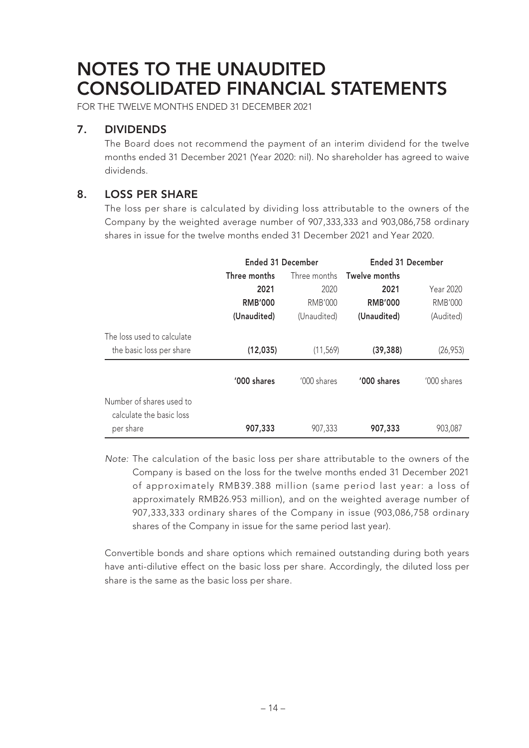# NOTES TO THE UNAUDITED CONSOLIDATED FINANCIAL STATEMENTS

FOR THE TWELVE MONTHS ENDED 31 DECEMBER 2021

## 7. DIVIDENDS

The Board does not recommend the payment of an interim dividend for the twelve months ended 31 December 2021 (Year 2020: nil). No shareholder has agreed to waive dividends.

## 8. LOSS PER SHARE

The loss per share is calculated by dividing loss attributable to the owners of the Company by the weighted average number of 907,333,333 and 903,086,758 ordinary shares in issue for the twelve months ended 31 December 2021 and Year 2020.

| | Ended 31 December | | Ended 31 December | |
|---|---|---|---|---|
| | **Three months 2021** | Three months 2020 | **Twelve months 2021** | Year 2020 |
| | **RMB'000** | RMB'000 | **RMB'000** | RMB'000 |
| | **(Unaudited)** | (Unaudited) | **(Unaudited)** | (Audited) |
| The loss used to calculate the basic loss per share | **(12,035)** | (11,569) | **(39,388)** | (26,953) |
| | **'000 shares** | '000 shares | **'000 shares** | '000 shares |
| Number of shares used to calculate the basic loss per share | **907,333** | 907,333 | **907,333** | 903,087 |

*Note:* The calculation of the basic loss per share attributable to the owners of the Company is based on the loss for the twelve months ended 31 December 2021 of approximately RMB39.388 million (same period last year: a loss of approximately RMB26.953 million), and on the weighted average number of 907,333,333 ordinary shares of the Company in issue (903,086,758 ordinary shares of the Company in issue for the same period last year).

Convertible bonds and share options which remained outstanding during both years have anti-dilutive effect on the basic loss per share. Accordingly, the diluted loss per share is the same as the basic loss per share.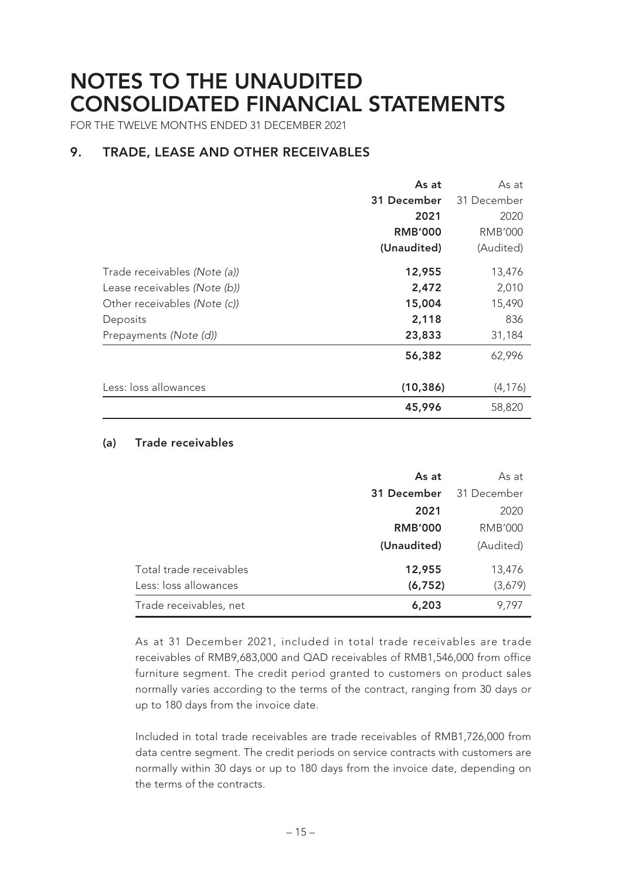# NOTES TO THE UNAUDITED CONSOLIDATED FINANCIAL STATEMENTS

FOR THE TWELVE MONTHS ENDED 31 DECEMBER 2021

## 9. TRADE, LEASE AND OTHER RECEIVABLES

| | **As at 31 December 2021 RMB'000 (Unaudited)** | As at 31 December 2020 RMB'000 (Audited) |
|---|---|---|
| Trade receivables *(Note (a))* | **12,955** | 13,476 |
| Lease receivables *(Note (b))* | **2,472** | 2,010 |
| Other receivables *(Note (c))* | **15,004** | 15,490 |
| Deposits | **2,118** | 836 |
| Prepayments *(Note (d))* | **23,833** | 31,184 |
| | **56,382** | 62,996 |
| Less: loss allowances | **(10,386)** | (4,176) |
| | **45,996** | 58,820 |

### (a) Trade receivables

| | **As at 31 December 2021 RMB'000 (Unaudited)** | As at 31 December 2020 RMB'000 (Audited) |
|---|---|---|
| Total trade receivables | **12,955** | 13,476 |
| Less: loss allowances | **(6,752)** | (3,679) |
| Trade receivables, net | **6,203** | 9,797 |

As at 31 December 2021, included in total trade receivables are trade receivables of RMB9,683,000 and QAD receivables of RMB1,546,000 from office furniture segment. The credit period granted to customers on product sales normally varies according to the terms of the contract, ranging from 30 days or up to 180 days from the invoice date.

Included in total trade receivables are trade receivables of RMB1,726,000 from data centre segment. The credit periods on service contracts with customers are normally within 30 days or up to 180 days from the invoice date, depending on the terms of the contracts.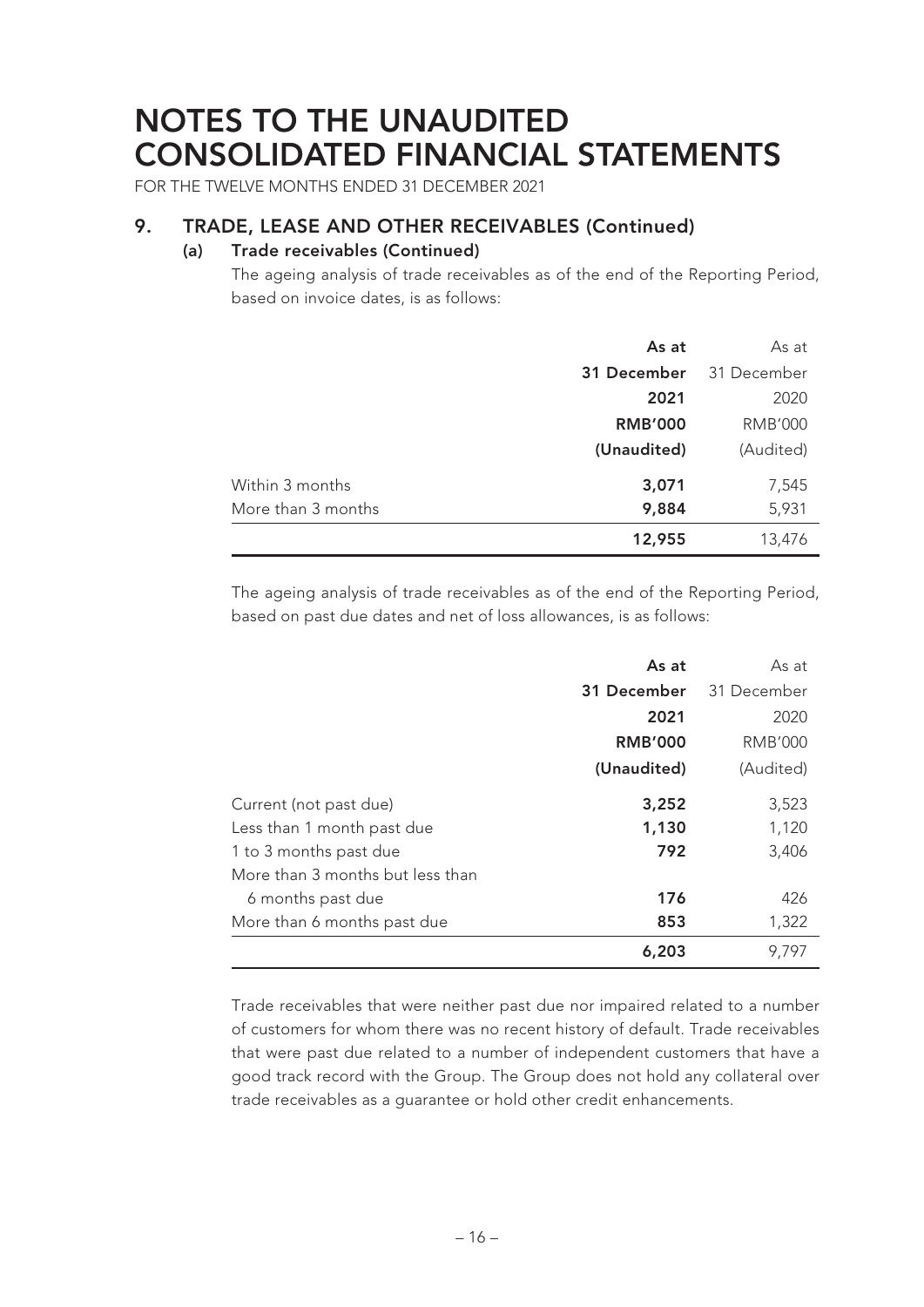# NOTES TO THE UNAUDITED CONSOLIDATED FINANCIAL STATEMENTS

FOR THE TWELVE MONTHS ENDED 31 DECEMBER 2021

## 9. TRADE, LEASE AND OTHER RECEIVABLES (Continued)

### (a) Trade receivables (Continued)

The ageing analysis of trade receivables as of the end of the Reporting Period, based on invoice dates, is as follows:

| | **As at 31 December 2021 RMB'000 (Unaudited)** | As at 31 December 2020 RMB'000 (Audited) |
|---|---|---|
| Within 3 months | **3,071** | 7,545 |
| More than 3 months | **9,884** | 5,931 |
| | **12,955** | 13,476 |

The ageing analysis of trade receivables as of the end of the Reporting Period, based on past due dates and net of loss allowances, is as follows:

| | **As at 31 December 2021 RMB'000 (Unaudited)** | As at 31 December 2020 RMB'000 (Audited) |
|---|---|---|
| Current (not past due) | **3,252** | 3,523 |
| Less than 1 month past due | **1,130** | 1,120 |
| 1 to 3 months past due | **792** | 3,406 |
| More than 3 months but less than 6 months past due | **176** | 426 |
| More than 6 months past due | **853** | 1,322 |
| | **6,203** | 9,797 |

Trade receivables that were neither past due nor impaired related to a number of customers for whom there was no recent history of default. Trade receivables that were past due related to a number of independent customers that have a good track record with the Group. The Group does not hold any collateral over trade receivables as a guarantee or hold other credit enhancements.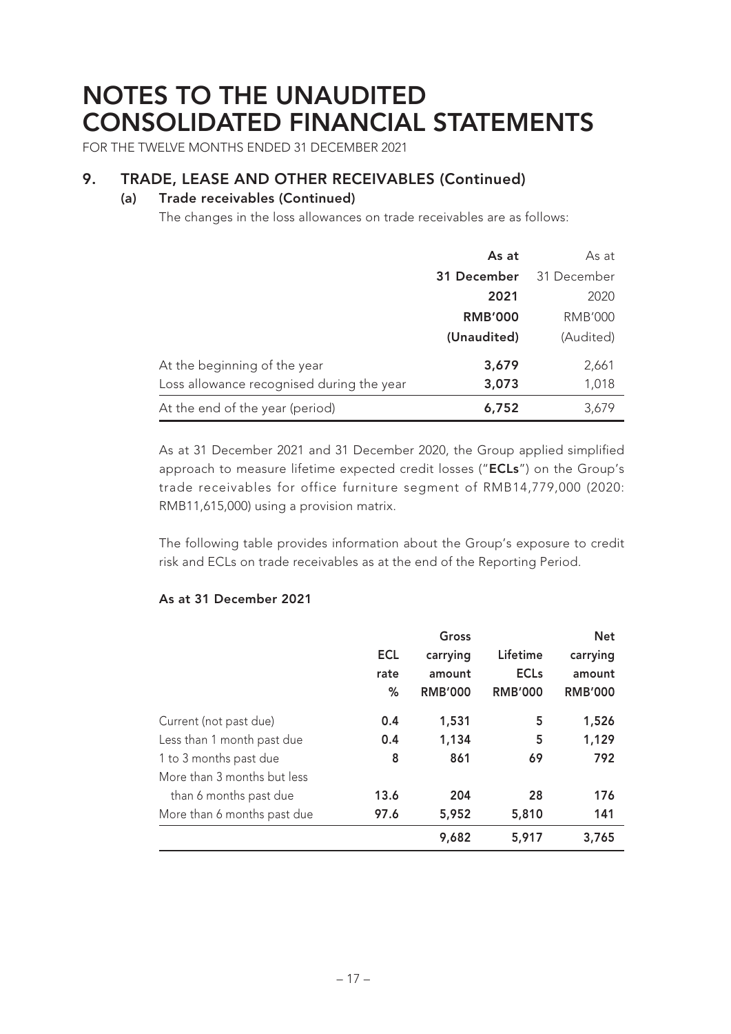# NOTES TO THE UNAUDITED CONSOLIDATED FINANCIAL STATEMENTS

FOR THE TWELVE MONTHS ENDED 31 DECEMBER 2021

## 9. TRADE, LEASE AND OTHER RECEIVABLES (Continued)

### (a) Trade receivables (Continued)

The changes in the loss allowances on trade receivables are as follows:

| | **As at 31 December 2021 RMB'000 (Unaudited)** | As at 31 December 2020 RMB'000 (Audited) |
|---|---|---|
| At the beginning of the year | **3,679** | 2,661 |
| Loss allowance recognised during the year | **3,073** | 1,018 |
| At the end of the year (period) | **6,752** | 3,679 |

As at 31 December 2021 and 31 December 2020, the Group applied simplified approach to measure lifetime expected credit losses ("**ECLs**") on the Group's trade receivables for office furniture segment of RMB14,779,000 (2020: RMB11,615,000) using a provision matrix.

The following table provides information about the Group's exposure to credit risk and ECLs on trade receivables as at the end of the Reporting Period.

**As at 31 December 2021**

| | **ECL rate %** | **Gross carrying amount RMB'000** | **Lifetime ECLs RMB'000** | **Net carrying amount RMB'000** |
|---|---|---|---|---|
| Current (not past due) | **0.4** | **1,531** | **5** | **1,526** |
| Less than 1 month past due | **0.4** | **1,134** | **5** | **1,129** |
| 1 to 3 months past due | **8** | **861** | **69** | **792** |
| More than 3 months but less than 6 months past due | **13.6** | **204** | **28** | **176** |
| More than 6 months past due | **97.6** | **5,952** | **5,810** | **141** |
| | | **9,682** | **5,917** | **3,765** |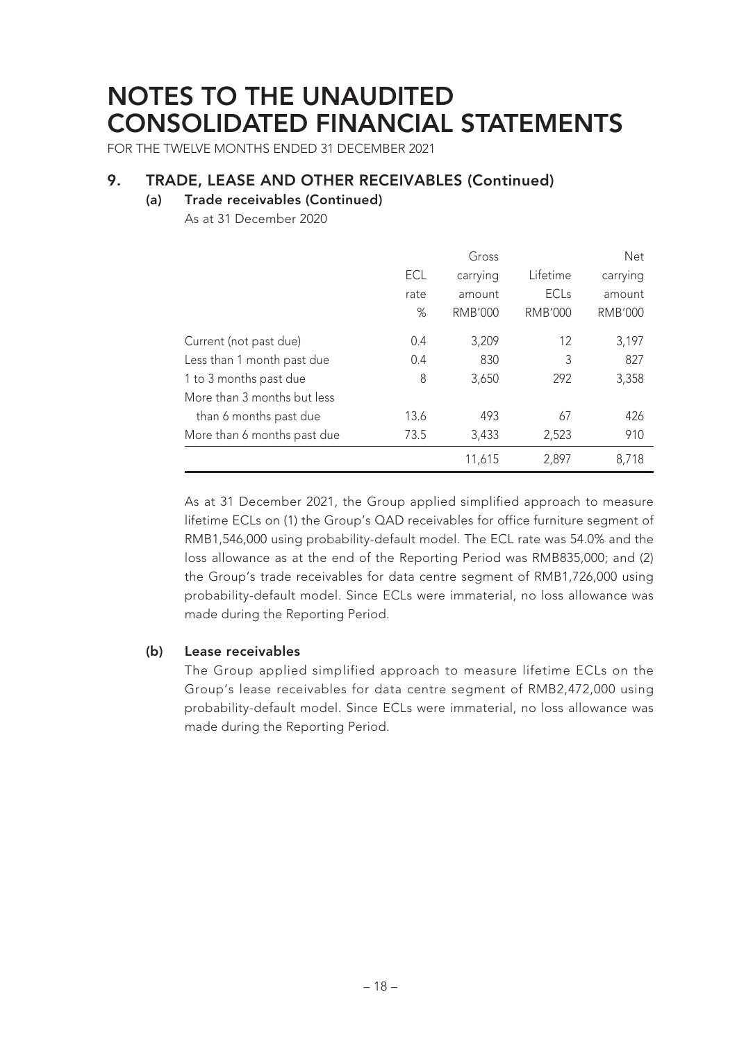# NOTES TO THE UNAUDITED CONSOLIDATED FINANCIAL STATEMENTS

FOR THE TWELVE MONTHS ENDED 31 DECEMBER 2021

## 9. TRADE, LEASE AND OTHER RECEIVABLES (Continued)

### (a) Trade receivables (Continued)

As at 31 December 2020

| | ECL rate % | Gross carrying amount RMB'000 | Lifetime ECLs RMB'000 | Net carrying amount RMB'000 |
|---|---|---|---|---|
| Current (not past due) | 0.4 | 3,209 | 12 | 3,197 |
| Less than 1 month past due | 0.4 | 830 | 3 | 827 |
| 1 to 3 months past due | 8 | 3,650 | 292 | 3,358 |
| More than 3 months but less than 6 months past due | 13.6 | 493 | 67 | 426 |
| More than 6 months past due | 73.5 | 3,433 | 2,523 | 910 |
| | | 11,615 | 2,897 | 8,718 |

As at 31 December 2021, the Group applied simplified approach to measure lifetime ECLs on (1) the Group's QAD receivables for office furniture segment of RMB1,546,000 using probability-default model. The ECL rate was 54.0% and the loss allowance as at the end of the Reporting Period was RMB835,000; and (2) the Group's trade receivables for data centre segment of RMB1,726,000 using probability-default model. Since ECLs were immaterial, no loss allowance was made during the Reporting Period.

### (b) Lease receivables

The Group applied simplified approach to measure lifetime ECLs on the Group's lease receivables for data centre segment of RMB2,472,000 using probability-default model. Since ECLs were immaterial, no loss allowance was made during the Reporting Period.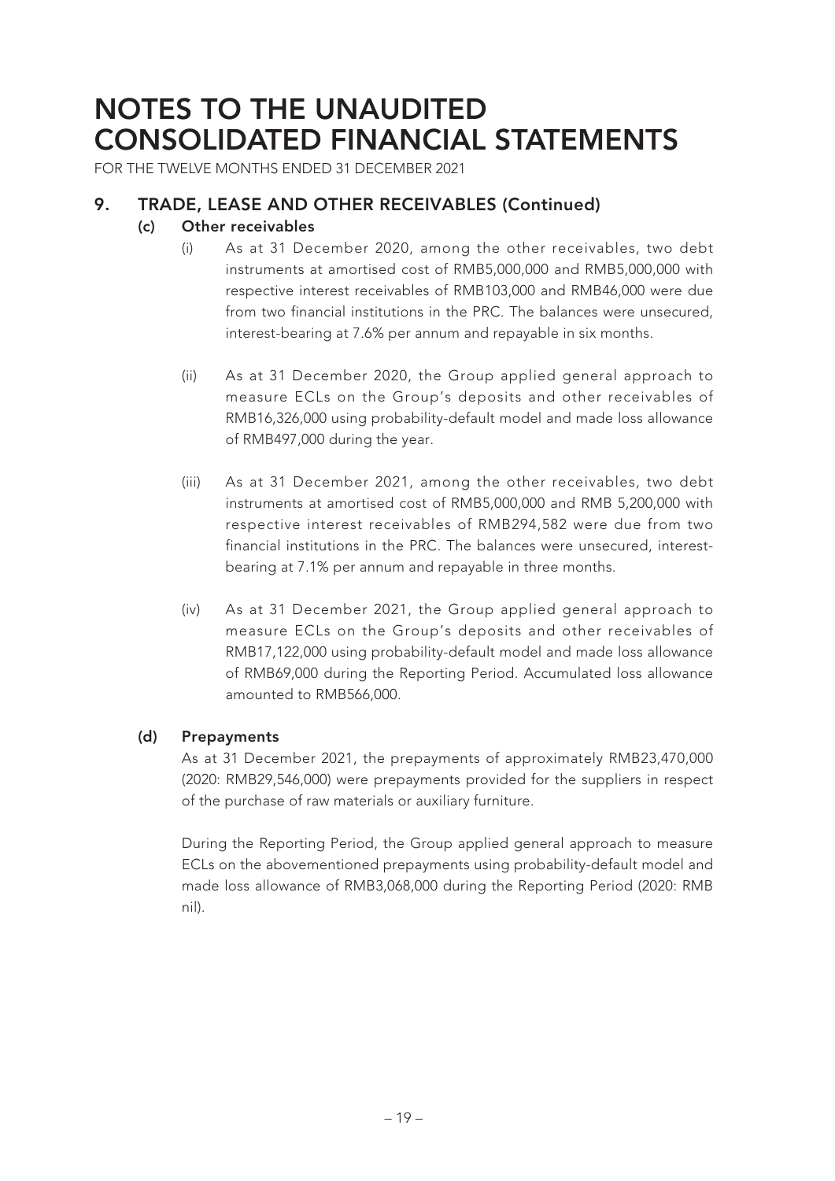# NOTES TO THE UNAUDITED CONSOLIDATED FINANCIAL STATEMENTS

FOR THE TWELVE MONTHS ENDED 31 DECEMBER 2021

## 9. TRADE, LEASE AND OTHER RECEIVABLES (Continued)

### (c) Other receivables

(i) As at 31 December 2020, among the other receivables, two debt instruments at amortised cost of RMB5,000,000 and RMB5,000,000 with respective interest receivables of RMB103,000 and RMB46,000 were due from two financial institutions in the PRC. The balances were unsecured, interest-bearing at 7.6% per annum and repayable in six months.

(ii) As at 31 December 2020, the Group applied general approach to measure ECLs on the Group's deposits and other receivables of RMB16,326,000 using probability-default model and made loss allowance of RMB497,000 during the year.

(iii) As at 31 December 2021, among the other receivables, two debt instruments at amortised cost of RMB5,000,000 and RMB 5,200,000 with respective interest receivables of RMB294,582 were due from two financial institutions in the PRC. The balances were unsecured, interest-bearing at 7.1% per annum and repayable in three months.

(iv) As at 31 December 2021, the Group applied general approach to measure ECLs on the Group's deposits and other receivables of RMB17,122,000 using probability-default model and made loss allowance of RMB69,000 during the Reporting Period. Accumulated loss allowance amounted to RMB566,000.

### (d) Prepayments

As at 31 December 2021, the prepayments of approximately RMB23,470,000 (2020: RMB29,546,000) were prepayments provided for the suppliers in respect of the purchase of raw materials or auxiliary furniture.

During the Reporting Period, the Group applied general approach to measure ECLs on the abovementioned prepayments using probability-default model and made loss allowance of RMB3,068,000 during the Reporting Period (2020: RMB nil).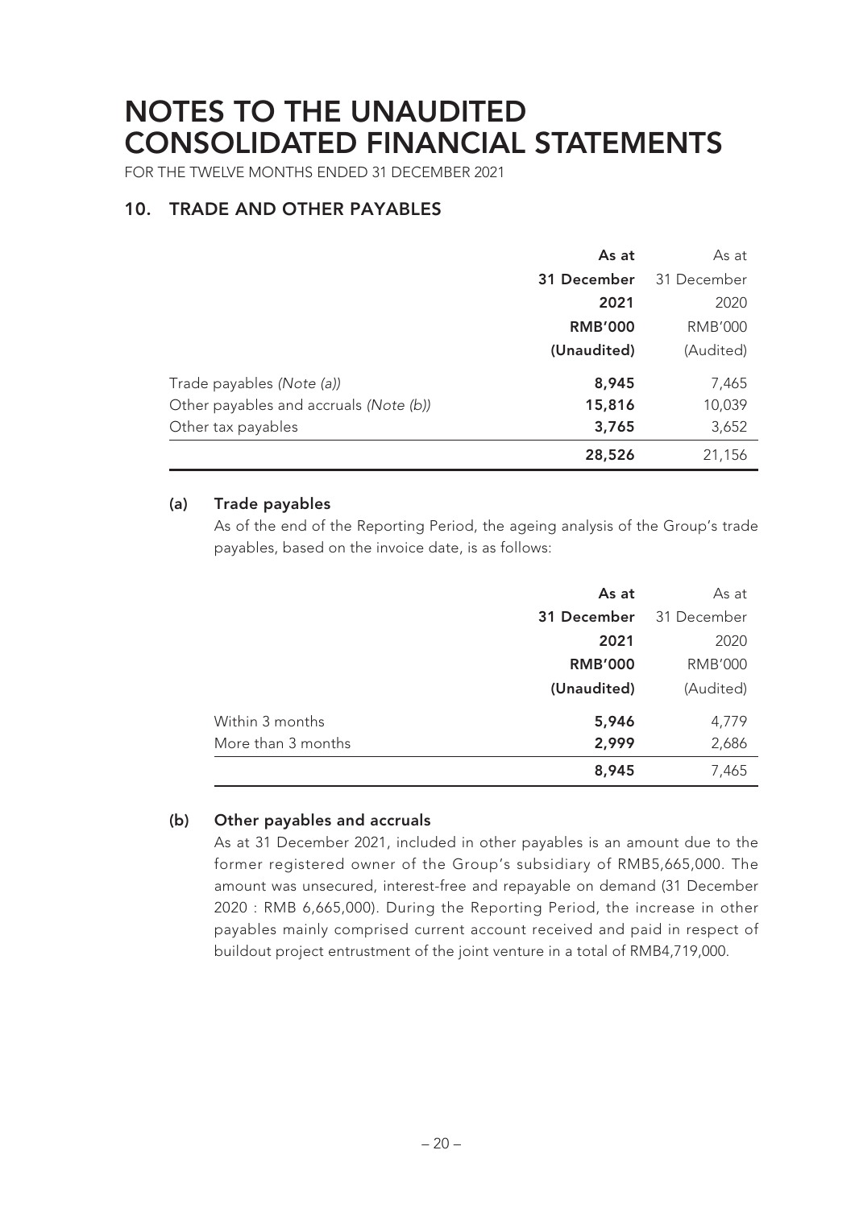# NOTES TO THE UNAUDITED CONSOLIDATED FINANCIAL STATEMENTS

FOR THE TWELVE MONTHS ENDED 31 DECEMBER 2021

## 10. TRADE AND OTHER PAYABLES

| | **As at 31 December 2021 RMB'000 (Unaudited)** | As at 31 December 2020 RMB'000 (Audited) |
|---|---|---|
| Trade payables *(Note (a))* | **8,945** | 7,465 |
| Other payables and accruals *(Note (b))* | **15,816** | 10,039 |
| Other tax payables | **3,765** | 3,652 |
| | **28,526** | 21,156 |

### (a) Trade payables

As of the end of the Reporting Period, the ageing analysis of the Group's trade payables, based on the invoice date, is as follows:

| | **As at 31 December 2021 RMB'000 (Unaudited)** | As at 31 December 2020 RMB'000 (Audited) |
|---|---|---|
| Within 3 months | **5,946** | 4,779 |
| More than 3 months | **2,999** | 2,686 |
| | **8,945** | 7,465 |

### (b) Other payables and accruals

As at 31 December 2021, included in other payables is an amount due to the former registered owner of the Group's subsidiary of RMB5,665,000. The amount was unsecured, interest-free and repayable on demand (31 December 2020 : RMB 6,665,000). During the Reporting Period, the increase in other payables mainly comprised current account received and paid in respect of buildout project entrustment of the joint venture in a total of RMB4,719,000.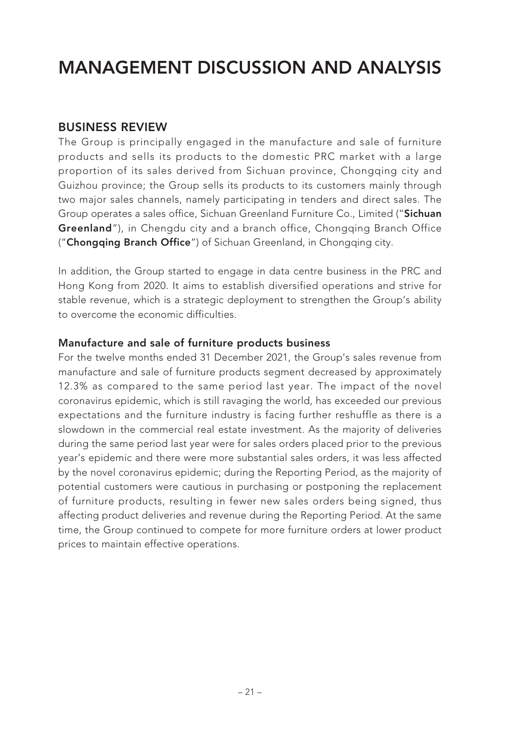# MANAGEMENT DISCUSSION AND ANALYSIS

## BUSINESS REVIEW

The Group is principally engaged in the manufacture and sale of furniture products and sells its products to the domestic PRC market with a large proportion of its sales derived from Sichuan province, Chongqing city and Guizhou province; the Group sells its products to its customers mainly through two major sales channels, namely participating in tenders and direct sales. The Group operates a sales office, Sichuan Greenland Furniture Co., Limited ("**Sichuan Greenland**"), in Chengdu city and a branch office, Chongqing Branch Office ("**Chongqing Branch Office**") of Sichuan Greenland, in Chongqing city.

In addition, the Group started to engage in data centre business in the PRC and Hong Kong from 2020. It aims to establish diversified operations and strive for stable revenue, which is a strategic deployment to strengthen the Group's ability to overcome the economic difficulties.

### Manufacture and sale of furniture products business

For the twelve months ended 31 December 2021, the Group's sales revenue from manufacture and sale of furniture products segment decreased by approximately 12.3% as compared to the same period last year. The impact of the novel coronavirus epidemic, which is still ravaging the world, has exceeded our previous expectations and the furniture industry is facing further reshuffle as there is a slowdown in the commercial real estate investment. As the majority of deliveries during the same period last year were for sales orders placed prior to the previous year's epidemic and there were more substantial sales orders, it was less affected by the novel coronavirus epidemic; during the Reporting Period, as the majority of potential customers were cautious in purchasing or postponing the replacement of furniture products, resulting in fewer new sales orders being signed, thus affecting product deliveries and revenue during the Reporting Period. At the same time, the Group continued to compete for more furniture orders at lower product prices to maintain effective operations.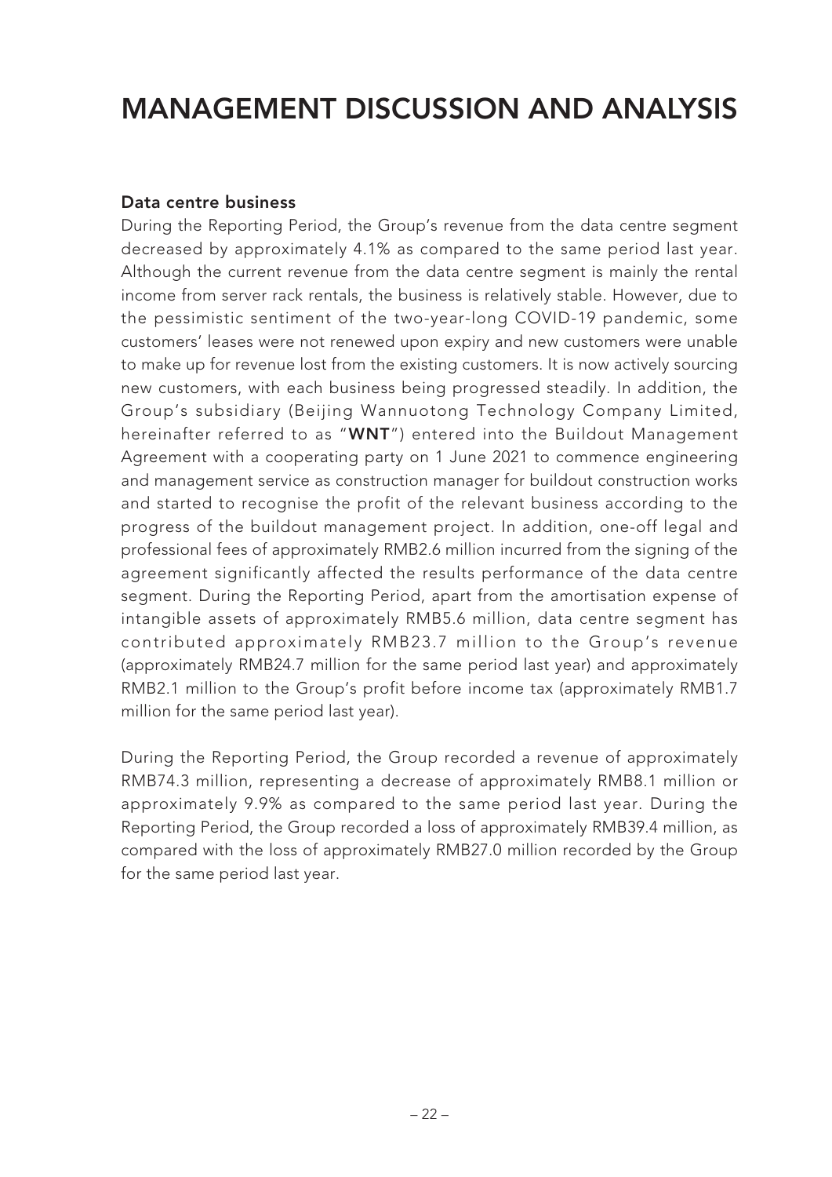# MANAGEMENT DISCUSSION AND ANALYSIS

### Data centre business

During the Reporting Period, the Group's revenue from the data centre segment decreased by approximately 4.1% as compared to the same period last year. Although the current revenue from the data centre segment is mainly the rental income from server rack rentals, the business is relatively stable. However, due to the pessimistic sentiment of the two-year-long COVID-19 pandemic, some customers' leases were not renewed upon expiry and new customers were unable to make up for revenue lost from the existing customers. It is now actively sourcing new customers, with each business being progressed steadily. In addition, the Group's subsidiary (Beijing Wannuotong Technology Company Limited, hereinafter referred to as "**WNT**") entered into the Buildout Management Agreement with a cooperating party on 1 June 2021 to commence engineering and management service as construction manager for buildout construction works and started to recognise the profit of the relevant business according to the progress of the buildout management project. In addition, one-off legal and professional fees of approximately RMB2.6 million incurred from the signing of the agreement significantly affected the results performance of the data centre segment. During the Reporting Period, apart from the amortisation expense of intangible assets of approximately RMB5.6 million, data centre segment has contributed approximately RMB23.7 million to the Group's revenue (approximately RMB24.7 million for the same period last year) and approximately RMB2.1 million to the Group's profit before income tax (approximately RMB1.7 million for the same period last year).

During the Reporting Period, the Group recorded a revenue of approximately RMB74.3 million, representing a decrease of approximately RMB8.1 million or approximately 9.9% as compared to the same period last year. During the Reporting Period, the Group recorded a loss of approximately RMB39.4 million, as compared with the loss of approximately RMB27.0 million recorded by the Group for the same period last year.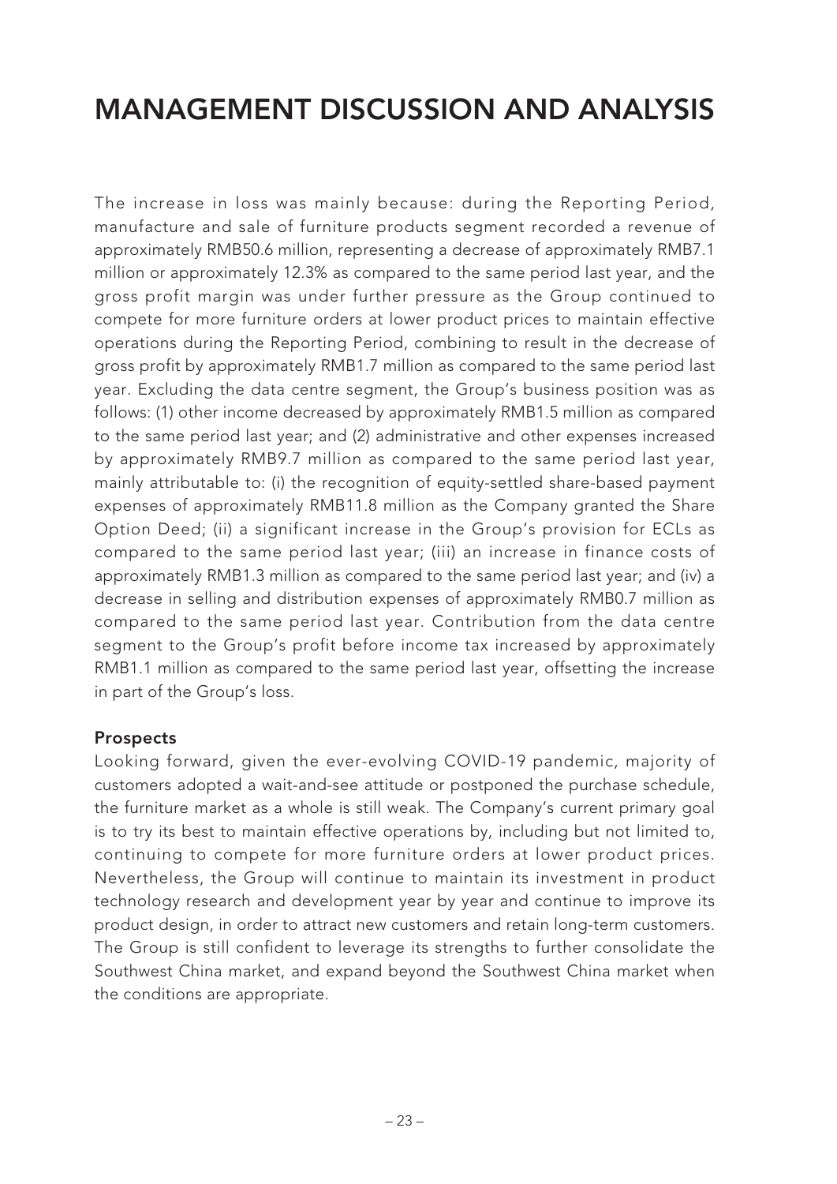# MANAGEMENT DISCUSSION AND ANALYSIS

The increase in loss was mainly because: during the Reporting Period, manufacture and sale of furniture products segment recorded a revenue of approximately RMB50.6 million, representing a decrease of approximately RMB7.1 million or approximately 12.3% as compared to the same period last year, and the gross profit margin was under further pressure as the Group continued to compete for more furniture orders at lower product prices to maintain effective operations during the Reporting Period, combining to result in the decrease of gross profit by approximately RMB1.7 million as compared to the same period last year. Excluding the data centre segment, the Group's business position was as follows: (1) other income decreased by approximately RMB1.5 million as compared to the same period last year; and (2) administrative and other expenses increased by approximately RMB9.7 million as compared to the same period last year, mainly attributable to: (i) the recognition of equity-settled share-based payment expenses of approximately RMB11.8 million as the Company granted the Share Option Deed; (ii) a significant increase in the Group's provision for ECLs as compared to the same period last year; (iii) an increase in finance costs of approximately RMB1.3 million as compared to the same period last year; and (iv) a decrease in selling and distribution expenses of approximately RMB0.7 million as compared to the same period last year. Contribution from the data centre segment to the Group's profit before income tax increased by approximately RMB1.1 million as compared to the same period last year, offsetting the increase in part of the Group's loss.

**Prospects**

Looking forward, given the ever-evolving COVID-19 pandemic, majority of customers adopted a wait-and-see attitude or postponed the purchase schedule, the furniture market as a whole is still weak. The Company's current primary goal is to try its best to maintain effective operations by, including but not limited to, continuing to compete for more furniture orders at lower product prices. Nevertheless, the Group will continue to maintain its investment in product technology research and development year by year and continue to improve its product design, in order to attract new customers and retain long-term customers. The Group is still confident to leverage its strengths to further consolidate the Southwest China market, and expand beyond the Southwest China market when the conditions are appropriate.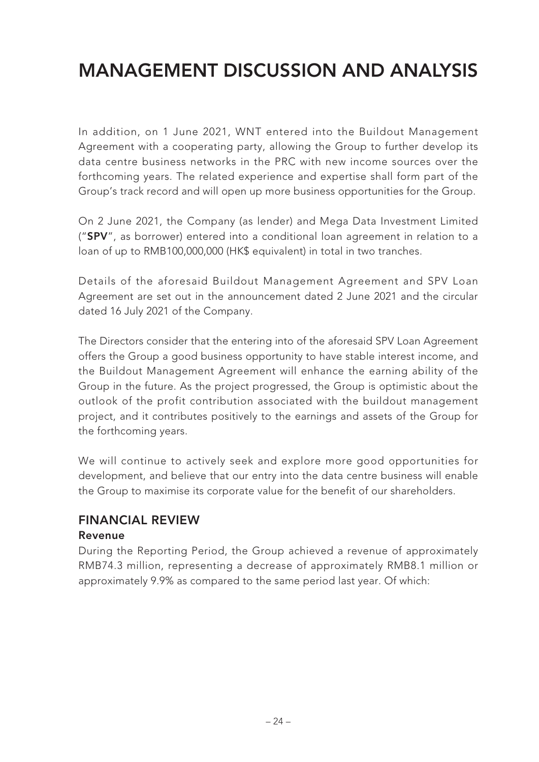# MANAGEMENT DISCUSSION AND ANALYSIS

In addition, on 1 June 2021, WNT entered into the Buildout Management Agreement with a cooperating party, allowing the Group to further develop its data centre business networks in the PRC with new income sources over the forthcoming years. The related experience and expertise shall form part of the Group's track record and will open up more business opportunities for the Group.

On 2 June 2021, the Company (as lender) and Mega Data Investment Limited ("**SPV**", as borrower) entered into a conditional loan agreement in relation to a loan of up to RMB100,000,000 (HK$ equivalent) in total in two tranches.

Details of the aforesaid Buildout Management Agreement and SPV Loan Agreement are set out in the announcement dated 2 June 2021 and the circular dated 16 July 2021 of the Company.

The Directors consider that the entering into of the aforesaid SPV Loan Agreement offers the Group a good business opportunity to have stable interest income, and the Buildout Management Agreement will enhance the earning ability of the Group in the future. As the project progressed, the Group is optimistic about the outlook of the profit contribution associated with the buildout management project, and it contributes positively to the earnings and assets of the Group for the forthcoming years.

We will continue to actively seek and explore more good opportunities for development, and believe that our entry into the data centre business will enable the Group to maximise its corporate value for the benefit of our shareholders.

## FINANCIAL REVIEW

### Revenue

During the Reporting Period, the Group achieved a revenue of approximately RMB74.3 million, representing a decrease of approximately RMB8.1 million or approximately 9.9% as compared to the same period last year. Of which: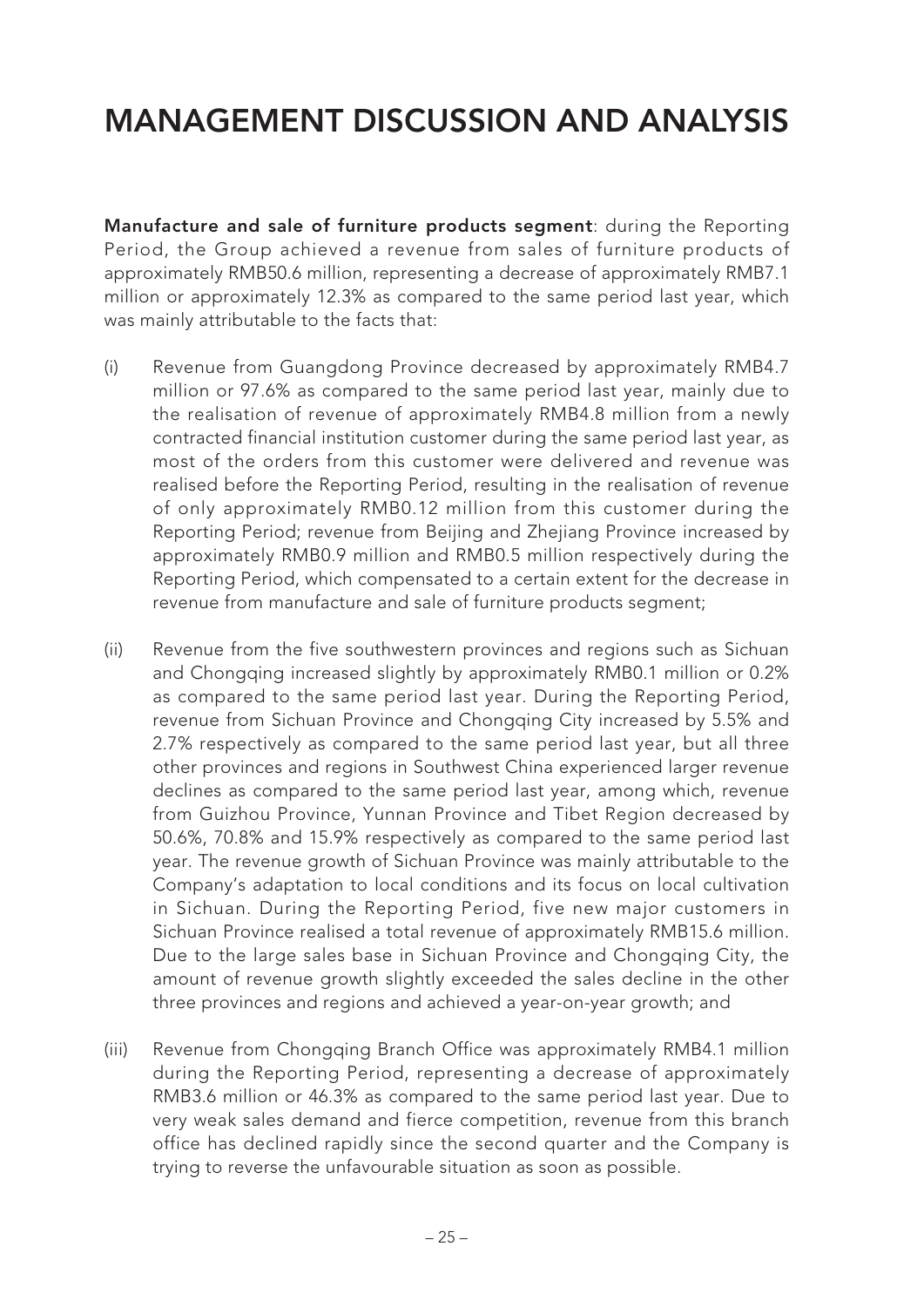# MANAGEMENT DISCUSSION AND ANALYSIS

**Manufacture and sale of furniture products segment**: during the Reporting Period, the Group achieved a revenue from sales of furniture products of approximately RMB50.6 million, representing a decrease of approximately RMB7.1 million or approximately 12.3% as compared to the same period last year, which was mainly attributable to the facts that:

(i) Revenue from Guangdong Province decreased by approximately RMB4.7 million or 97.6% as compared to the same period last year, mainly due to the realisation of revenue of approximately RMB4.8 million from a newly contracted financial institution customer during the same period last year, as most of the orders from this customer were delivered and revenue was realised before the Reporting Period, resulting in the realisation of revenue of only approximately RMB0.12 million from this customer during the Reporting Period; revenue from Beijing and Zhejiang Province increased by approximately RMB0.9 million and RMB0.5 million respectively during the Reporting Period, which compensated to a certain extent for the decrease in revenue from manufacture and sale of furniture products segment;

(ii) Revenue from the five southwestern provinces and regions such as Sichuan and Chongqing increased slightly by approximately RMB0.1 million or 0.2% as compared to the same period last year. During the Reporting Period, revenue from Sichuan Province and Chongqing City increased by 5.5% and 2.7% respectively as compared to the same period last year, but all three other provinces and regions in Southwest China experienced larger revenue declines as compared to the same period last year, among which, revenue from Guizhou Province, Yunnan Province and Tibet Region decreased by 50.6%, 70.8% and 15.9% respectively as compared to the same period last year. The revenue growth of Sichuan Province was mainly attributable to the Company's adaptation to local conditions and its focus on local cultivation in Sichuan. During the Reporting Period, five new major customers in Sichuan Province realised a total revenue of approximately RMB15.6 million. Due to the large sales base in Sichuan Province and Chongqing City, the amount of revenue growth slightly exceeded the sales decline in the other three provinces and regions and achieved a year-on-year growth; and

(iii) Revenue from Chongqing Branch Office was approximately RMB4.1 million during the Reporting Period, representing a decrease of approximately RMB3.6 million or 46.3% as compared to the same period last year. Due to very weak sales demand and fierce competition, revenue from this branch office has declined rapidly since the second quarter and the Company is trying to reverse the unfavourable situation as soon as possible.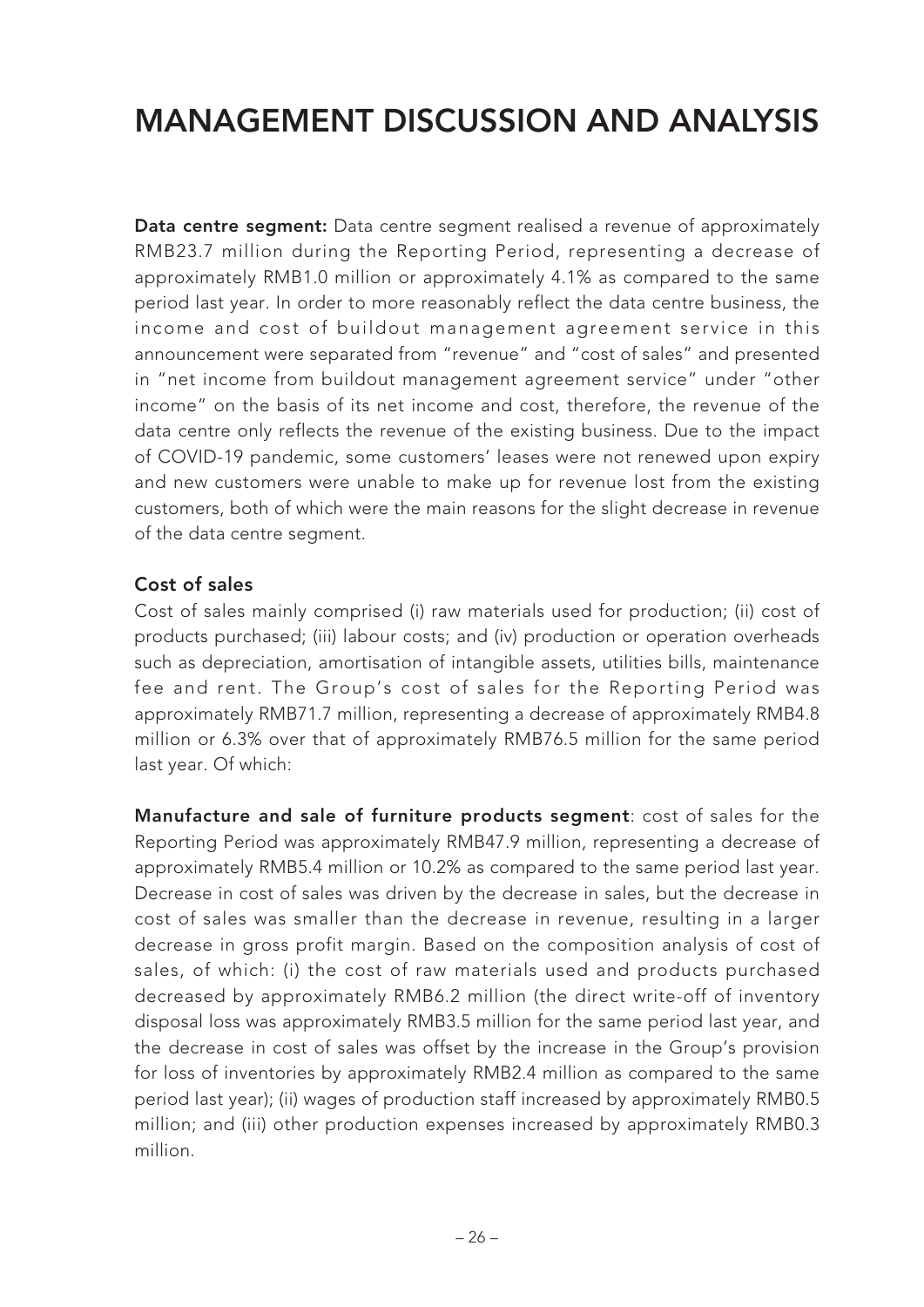# MANAGEMENT DISCUSSION AND ANALYSIS

**Data centre segment:** Data centre segment realised a revenue of approximately RMB23.7 million during the Reporting Period, representing a decrease of approximately RMB1.0 million or approximately 4.1% as compared to the same period last year. In order to more reasonably reflect the data centre business, the income and cost of buildout management agreement service in this announcement were separated from "revenue" and "cost of sales" and presented in "net income from buildout management agreement service" under "other income" on the basis of its net income and cost, therefore, the revenue of the data centre only reflects the revenue of the existing business. Due to the impact of COVID-19 pandemic, some customers' leases were not renewed upon expiry and new customers were unable to make up for revenue lost from the existing customers, both of which were the main reasons for the slight decrease in revenue of the data centre segment.

### Cost of sales

Cost of sales mainly comprised (i) raw materials used for production; (ii) cost of products purchased; (iii) labour costs; and (iv) production or operation overheads such as depreciation, amortisation of intangible assets, utilities bills, maintenance fee and rent. The Group's cost of sales for the Reporting Period was approximately RMB71.7 million, representing a decrease of approximately RMB4.8 million or 6.3% over that of approximately RMB76.5 million for the same period last year. Of which:

**Manufacture and sale of furniture products segment**: cost of sales for the Reporting Period was approximately RMB47.9 million, representing a decrease of approximately RMB5.4 million or 10.2% as compared to the same period last year. Decrease in cost of sales was driven by the decrease in sales, but the decrease in cost of sales was smaller than the decrease in revenue, resulting in a larger decrease in gross profit margin. Based on the composition analysis of cost of sales, of which: (i) the cost of raw materials used and products purchased decreased by approximately RMB6.2 million (the direct write-off of inventory disposal loss was approximately RMB3.5 million for the same period last year, and the decrease in cost of sales was offset by the increase in the Group's provision for loss of inventories by approximately RMB2.4 million as compared to the same period last year); (ii) wages of production staff increased by approximately RMB0.5 million; and (iii) other production expenses increased by approximately RMB0.3 million.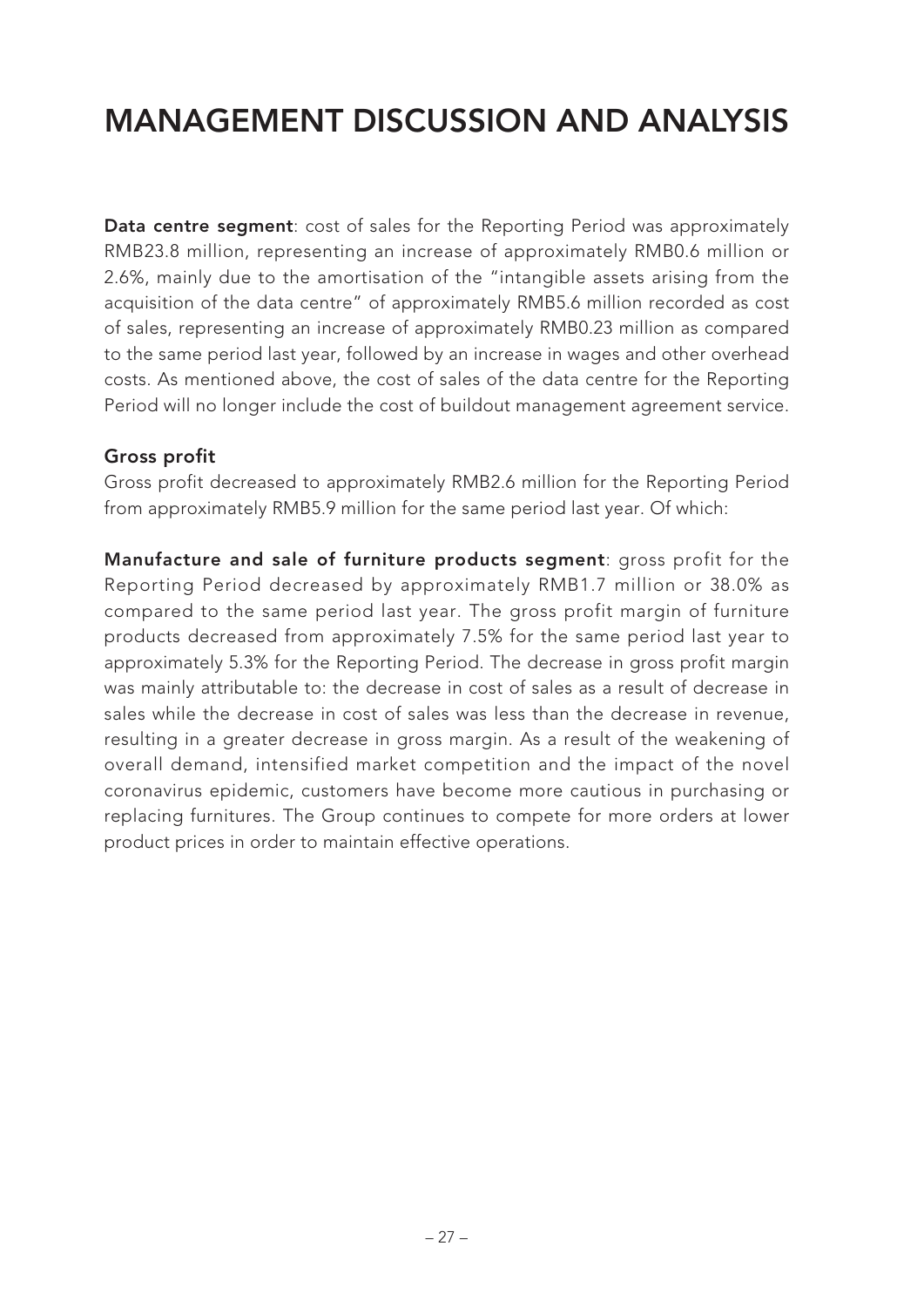# MANAGEMENT DISCUSSION AND ANALYSIS

**Data centre segment**: cost of sales for the Reporting Period was approximately RMB23.8 million, representing an increase of approximately RMB0.6 million or 2.6%, mainly due to the amortisation of the "intangible assets arising from the acquisition of the data centre" of approximately RMB5.6 million recorded as cost of sales, representing an increase of approximately RMB0.23 million as compared to the same period last year, followed by an increase in wages and other overhead costs. As mentioned above, the cost of sales of the data centre for the Reporting Period will no longer include the cost of buildout management agreement service.

### Gross profit

Gross profit decreased to approximately RMB2.6 million for the Reporting Period from approximately RMB5.9 million for the same period last year. Of which:

**Manufacture and sale of furniture products segment**: gross profit for the Reporting Period decreased by approximately RMB1.7 million or 38.0% as compared to the same period last year. The gross profit margin of furniture products decreased from approximately 7.5% for the same period last year to approximately 5.3% for the Reporting Period. The decrease in gross profit margin was mainly attributable to: the decrease in cost of sales as a result of decrease in sales while the decrease in cost of sales was less than the decrease in revenue, resulting in a greater decrease in gross margin. As a result of the weakening of overall demand, intensified market competition and the impact of the novel coronavirus epidemic, customers have become more cautious in purchasing or replacing furnitures. The Group continues to compete for more orders at lower product prices in order to maintain effective operations.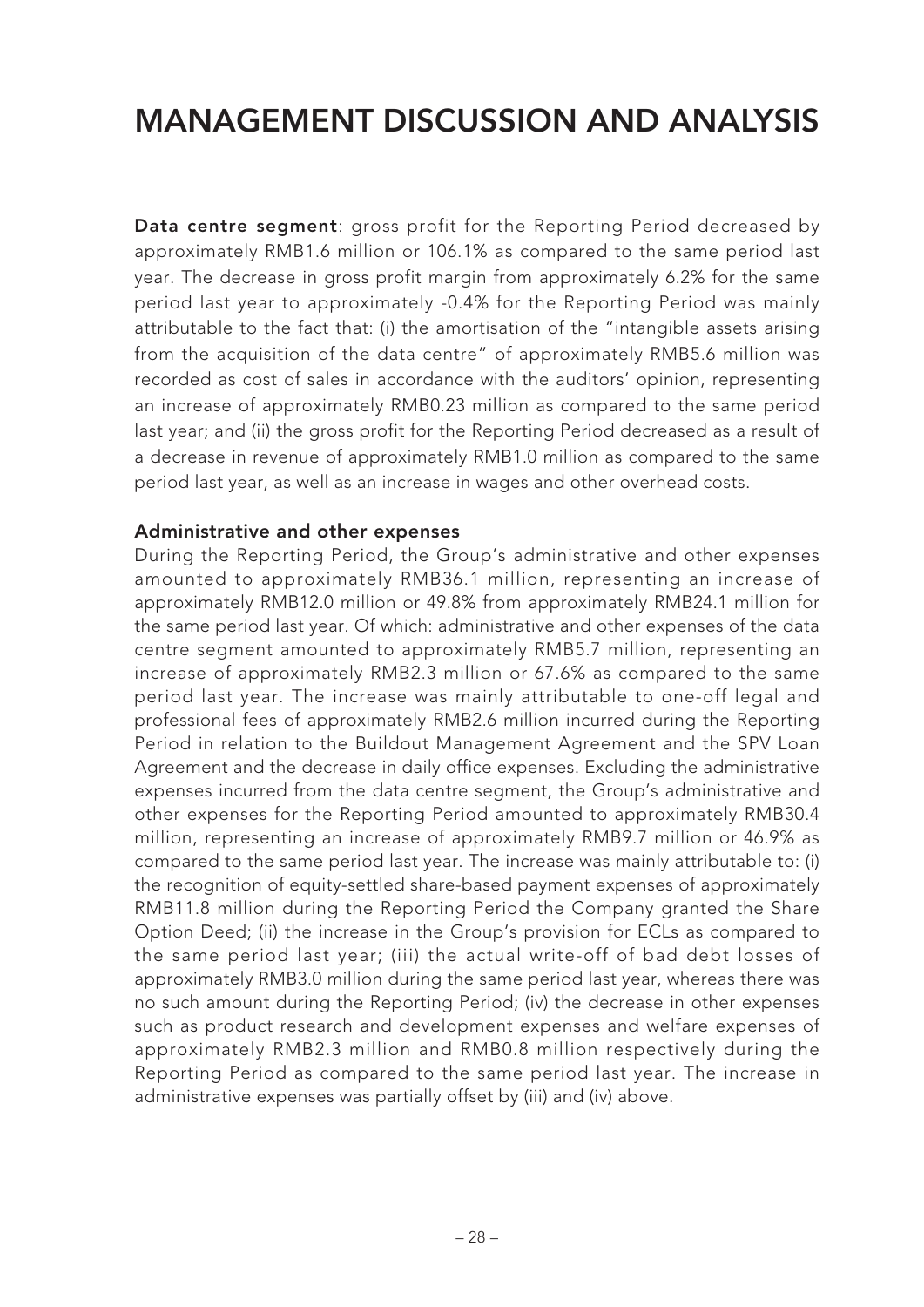# MANAGEMENT DISCUSSION AND ANALYSIS

**Data centre segment**: gross profit for the Reporting Period decreased by approximately RMB1.6 million or 106.1% as compared to the same period last year. The decrease in gross profit margin from approximately 6.2% for the same period last year to approximately -0.4% for the Reporting Period was mainly attributable to the fact that: (i) the amortisation of the "intangible assets arising from the acquisition of the data centre" of approximately RMB5.6 million was recorded as cost of sales in accordance with the auditors' opinion, representing an increase of approximately RMB0.23 million as compared to the same period last year; and (ii) the gross profit for the Reporting Period decreased as a result of a decrease in revenue of approximately RMB1.0 million as compared to the same period last year, as well as an increase in wages and other overhead costs.

### Administrative and other expenses

During the Reporting Period, the Group's administrative and other expenses amounted to approximately RMB36.1 million, representing an increase of approximately RMB12.0 million or 49.8% from approximately RMB24.1 million for the same period last year. Of which: administrative and other expenses of the data centre segment amounted to approximately RMB5.7 million, representing an increase of approximately RMB2.3 million or 67.6% as compared to the same period last year. The increase was mainly attributable to one-off legal and professional fees of approximately RMB2.6 million incurred during the Reporting Period in relation to the Buildout Management Agreement and the SPV Loan Agreement and the decrease in daily office expenses. Excluding the administrative expenses incurred from the data centre segment, the Group's administrative and other expenses for the Reporting Period amounted to approximately RMB30.4 million, representing an increase of approximately RMB9.7 million or 46.9% as compared to the same period last year. The increase was mainly attributable to: (i) the recognition of equity-settled share-based payment expenses of approximately RMB11.8 million during the Reporting Period the Company granted the Share Option Deed; (ii) the increase in the Group's provision for ECLs as compared to the same period last year; (iii) the actual write-off of bad debt losses of approximately RMB3.0 million during the same period last year, whereas there was no such amount during the Reporting Period; (iv) the decrease in other expenses such as product research and development expenses and welfare expenses of approximately RMB2.3 million and RMB0.8 million respectively during the Reporting Period as compared to the same period last year. The increase in administrative expenses was partially offset by (iii) and (iv) above.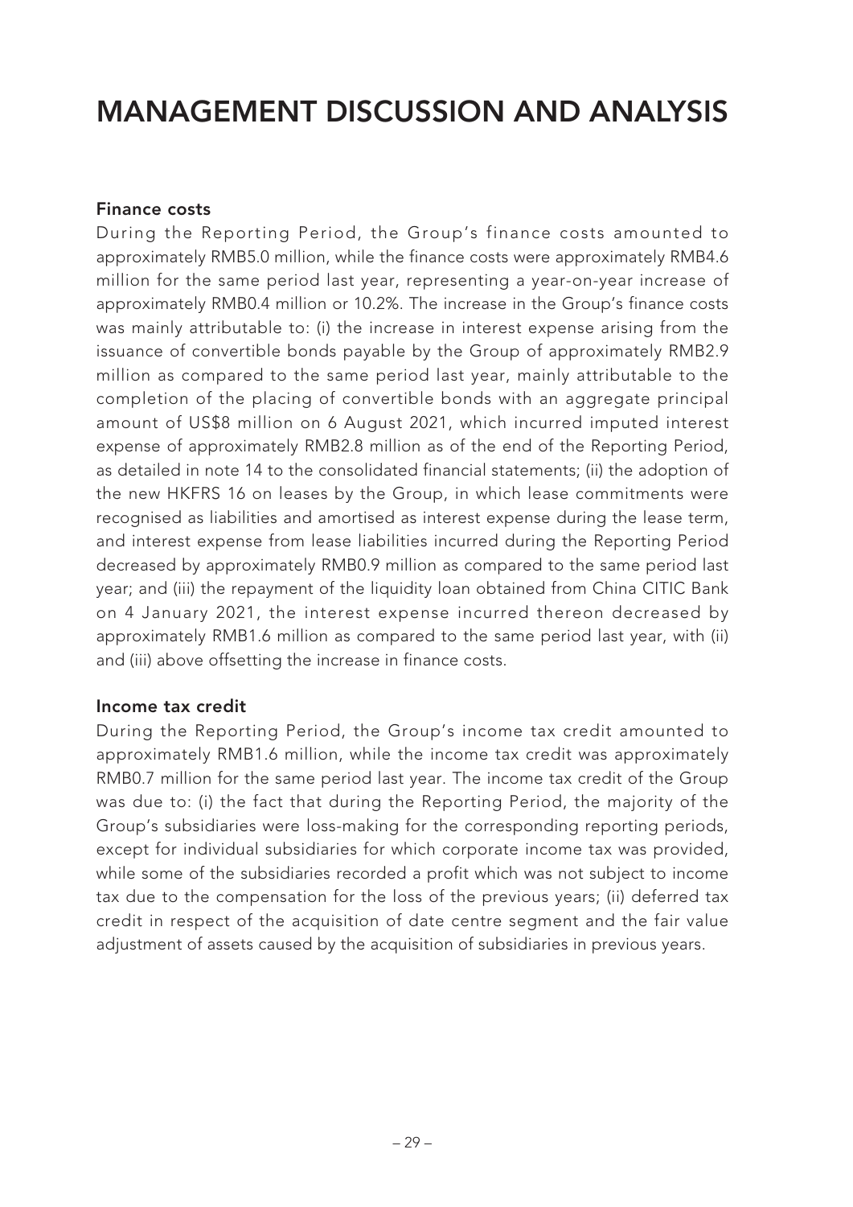# MANAGEMENT DISCUSSION AND ANALYSIS

### Finance costs

During the Reporting Period, the Group's finance costs amounted to approximately RMB5.0 million, while the finance costs were approximately RMB4.6 million for the same period last year, representing a year-on-year increase of approximately RMB0.4 million or 10.2%. The increase in the Group's finance costs was mainly attributable to: (i) the increase in interest expense arising from the issuance of convertible bonds payable by the Group of approximately RMB2.9 million as compared to the same period last year, mainly attributable to the completion of the placing of convertible bonds with an aggregate principal amount of US$8 million on 6 August 2021, which incurred imputed interest expense of approximately RMB2.8 million as of the end of the Reporting Period, as detailed in note 14 to the consolidated financial statements; (ii) the adoption of the new HKFRS 16 on leases by the Group, in which lease commitments were recognised as liabilities and amortised as interest expense during the lease term, and interest expense from lease liabilities incurred during the Reporting Period decreased by approximately RMB0.9 million as compared to the same period last year; and (iii) the repayment of the liquidity loan obtained from China CITIC Bank on 4 January 2021, the interest expense incurred thereon decreased by approximately RMB1.6 million as compared to the same period last year, with (ii) and (iii) above offsetting the increase in finance costs.

### Income tax credit

During the Reporting Period, the Group's income tax credit amounted to approximately RMB1.6 million, while the income tax credit was approximately RMB0.7 million for the same period last year. The income tax credit of the Group was due to: (i) the fact that during the Reporting Period, the majority of the Group's subsidiaries were loss-making for the corresponding reporting periods, except for individual subsidiaries for which corporate income tax was provided, while some of the subsidiaries recorded a profit which was not subject to income tax due to the compensation for the loss of the previous years; (ii) deferred tax credit in respect of the acquisition of date centre segment and the fair value adjustment of assets caused by the acquisition of subsidiaries in previous years.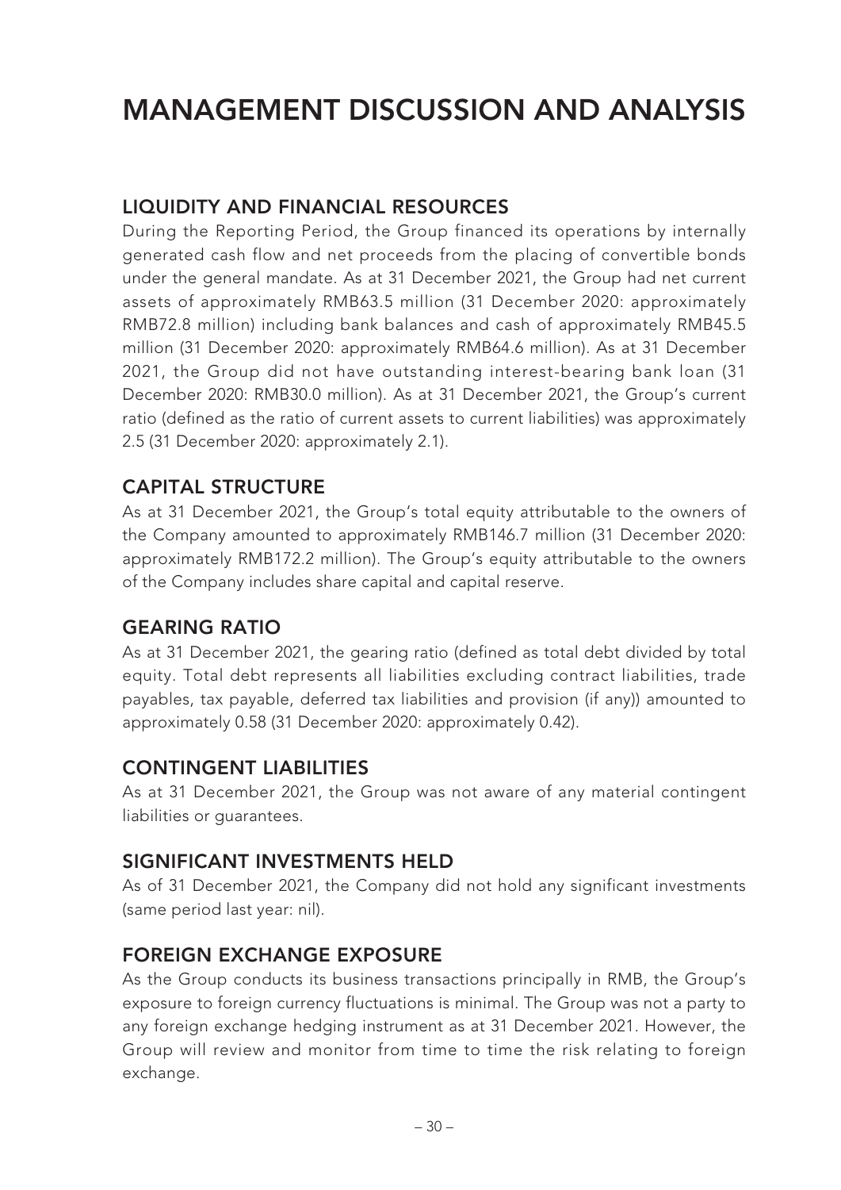# MANAGEMENT DISCUSSION AND ANALYSIS

## LIQUIDITY AND FINANCIAL RESOURCES

During the Reporting Period, the Group financed its operations by internally generated cash flow and net proceeds from the placing of convertible bonds under the general mandate. As at 31 December 2021, the Group had net current assets of approximately RMB63.5 million (31 December 2020: approximately RMB72.8 million) including bank balances and cash of approximately RMB45.5 million (31 December 2020: approximately RMB64.6 million). As at 31 December 2021, the Group did not have outstanding interest-bearing bank loan (31 December 2020: RMB30.0 million). As at 31 December 2021, the Group's current ratio (defined as the ratio of current assets to current liabilities) was approximately 2.5 (31 December 2020: approximately 2.1).

## CAPITAL STRUCTURE

As at 31 December 2021, the Group's total equity attributable to the owners of the Company amounted to approximately RMB146.7 million (31 December 2020: approximately RMB172.2 million). The Group's equity attributable to the owners of the Company includes share capital and capital reserve.

## GEARING RATIO

As at 31 December 2021, the gearing ratio (defined as total debt divided by total equity. Total debt represents all liabilities excluding contract liabilities, trade payables, tax payable, deferred tax liabilities and provision (if any)) amounted to approximately 0.58 (31 December 2020: approximately 0.42).

## CONTINGENT LIABILITIES

As at 31 December 2021, the Group was not aware of any material contingent liabilities or guarantees.

## SIGNIFICANT INVESTMENTS HELD

As of 31 December 2021, the Company did not hold any significant investments (same period last year: nil).

## FOREIGN EXCHANGE EXPOSURE

As the Group conducts its business transactions principally in RMB, the Group's exposure to foreign currency fluctuations is minimal. The Group was not a party to any foreign exchange hedging instrument as at 31 December 2021. However, the Group will review and monitor from time to time the risk relating to foreign exchange.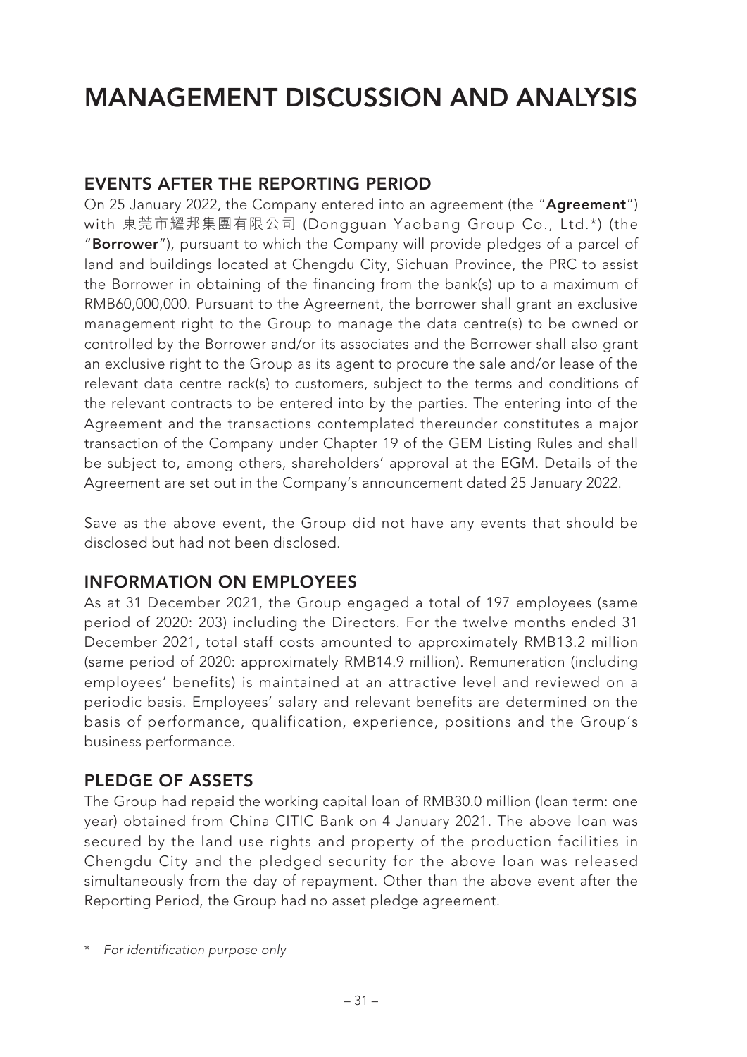# MANAGEMENT DISCUSSION AND ANALYSIS

## EVENTS AFTER THE REPORTING PERIOD

On 25 January 2022, the Company entered into an agreement (the "**Agreement**") with 東莞市耀邦集團有限公司 (Dongguan Yaobang Group Co., Ltd.*) (the "**Borrower**"), pursuant to which the Company will provide pledges of a parcel of land and buildings located at Chengdu City, Sichuan Province, the PRC to assist the Borrower in obtaining of the financing from the bank(s) up to a maximum of RMB60,000,000. Pursuant to the Agreement, the borrower shall grant an exclusive management right to the Group to manage the data centre(s) to be owned or controlled by the Borrower and/or its associates and the Borrower shall also grant an exclusive right to the Group as its agent to procure the sale and/or lease of the relevant data centre rack(s) to customers, subject to the terms and conditions of the relevant contracts to be entered into by the parties. The entering into of the Agreement and the transactions contemplated thereunder constitutes a major transaction of the Company under Chapter 19 of the GEM Listing Rules and shall be subject to, among others, shareholders' approval at the EGM. Details of the Agreement are set out in the Company's announcement dated 25 January 2022.

Save as the above event, the Group did not have any events that should be disclosed but had not been disclosed.

## INFORMATION ON EMPLOYEES

As at 31 December 2021, the Group engaged a total of 197 employees (same period of 2020: 203) including the Directors. For the twelve months ended 31 December 2021, total staff costs amounted to approximately RMB13.2 million (same period of 2020: approximately RMB14.9 million). Remuneration (including employees' benefits) is maintained at an attractive level and reviewed on a periodic basis. Employees' salary and relevant benefits are determined on the basis of performance, qualification, experience, positions and the Group's business performance.

## PLEDGE OF ASSETS

The Group had repaid the working capital loan of RMB30.0 million (loan term: one year) obtained from China CITIC Bank on 4 January 2021. The above loan was secured by the land use rights and property of the production facilities in Chengdu City and the pledged security for the above loan was released simultaneously from the day of repayment. Other than the above event after the Reporting Period, the Group had no asset pledge agreement.

\* *For identification purpose only*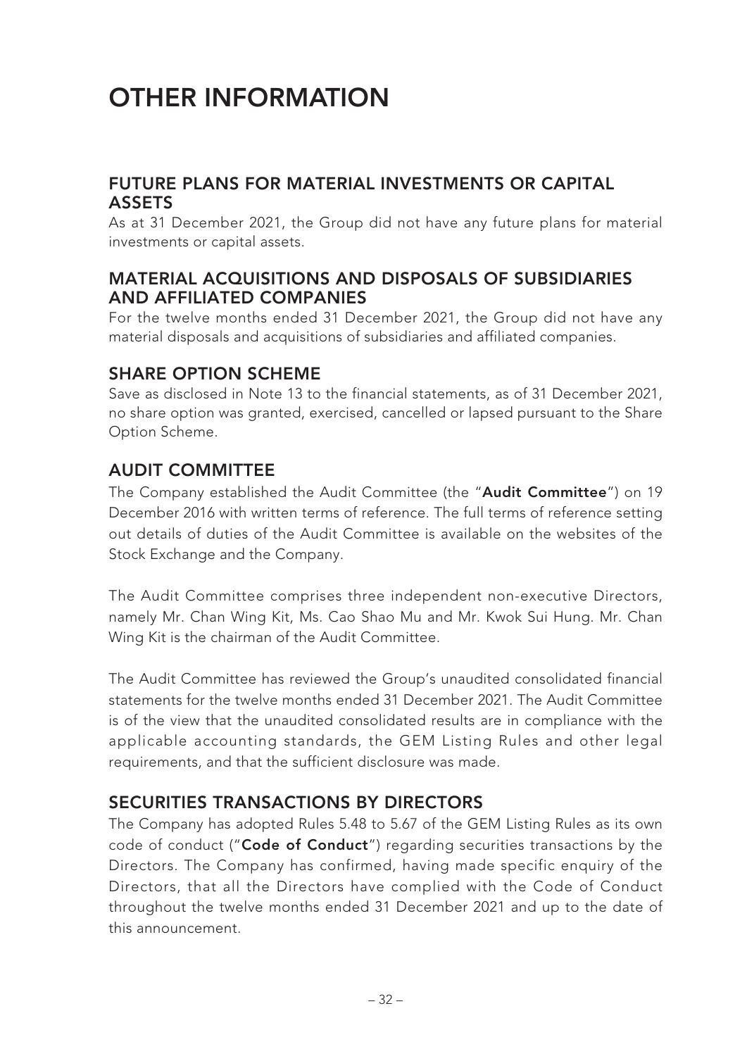# OTHER INFORMATION

## FUTURE PLANS FOR MATERIAL INVESTMENTS OR CAPITAL ASSETS

As at 31 December 2021, the Group did not have any future plans for material investments or capital assets.

## MATERIAL ACQUISITIONS AND DISPOSALS OF SUBSIDIARIES AND AFFILIATED COMPANIES

For the twelve months ended 31 December 2021, the Group did not have any material disposals and acquisitions of subsidiaries and affiliated companies.

## SHARE OPTION SCHEME

Save as disclosed in Note 13 to the financial statements, as of 31 December 2021, no share option was granted, exercised, cancelled or lapsed pursuant to the Share Option Scheme.

## AUDIT COMMITTEE

The Company established the Audit Committee (the "**Audit Committee**") on 19 December 2016 with written terms of reference. The full terms of reference setting out details of duties of the Audit Committee is available on the websites of the Stock Exchange and the Company.

The Audit Committee comprises three independent non-executive Directors, namely Mr. Chan Wing Kit, Ms. Cao Shao Mu and Mr. Kwok Sui Hung. Mr. Chan Wing Kit is the chairman of the Audit Committee.

The Audit Committee has reviewed the Group's unaudited consolidated financial statements for the twelve months ended 31 December 2021. The Audit Committee is of the view that the unaudited consolidated results are in compliance with the applicable accounting standards, the GEM Listing Rules and other legal requirements, and that the sufficient disclosure was made.

## SECURITIES TRANSACTIONS BY DIRECTORS

The Company has adopted Rules 5.48 to 5.67 of the GEM Listing Rules as its own code of conduct ("**Code of Conduct**") regarding securities transactions by the Directors. The Company has confirmed, having made specific enquiry of the Directors, that all the Directors have complied with the Code of Conduct throughout the twelve months ended 31 December 2021 and up to the date of this announcement.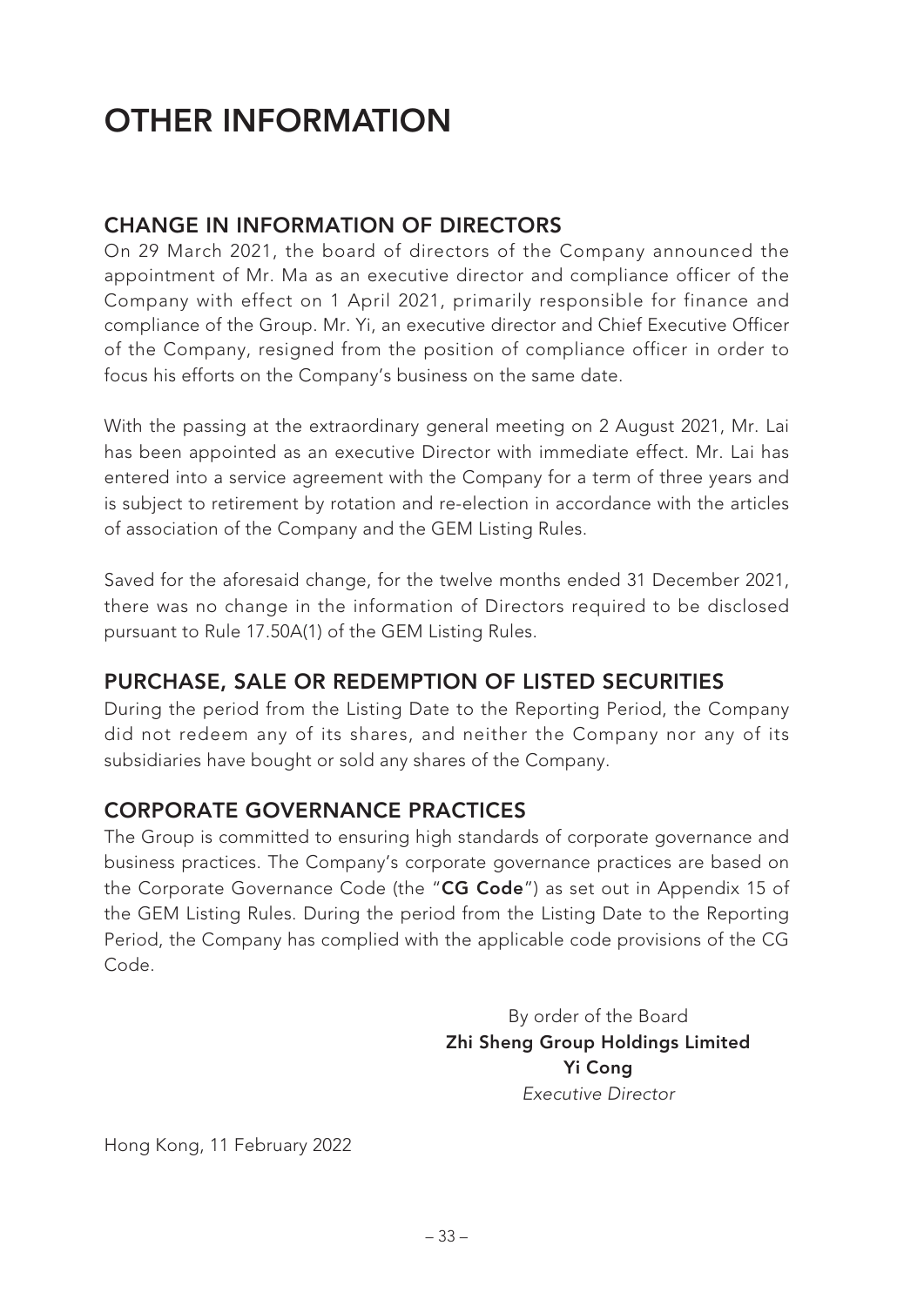# OTHER INFORMATION

## CHANGE IN INFORMATION OF DIRECTORS

On 29 March 2021, the board of directors of the Company announced the appointment of Mr. Ma as an executive director and compliance officer of the Company with effect on 1 April 2021, primarily responsible for finance and compliance of the Group. Mr. Yi, an executive director and Chief Executive Officer of the Company, resigned from the position of compliance officer in order to focus his efforts on the Company's business on the same date.

With the passing at the extraordinary general meeting on 2 August 2021, Mr. Lai has been appointed as an executive Director with immediate effect. Mr. Lai has entered into a service agreement with the Company for a term of three years and is subject to retirement by rotation and re-election in accordance with the articles of association of the Company and the GEM Listing Rules.

Saved for the aforesaid change, for the twelve months ended 31 December 2021, there was no change in the information of Directors required to be disclosed pursuant to Rule 17.50A(1) of the GEM Listing Rules.

## PURCHASE, SALE OR REDEMPTION OF LISTED SECURITIES

During the period from the Listing Date to the Reporting Period, the Company did not redeem any of its shares, and neither the Company nor any of its subsidiaries have bought or sold any shares of the Company.

## CORPORATE GOVERNANCE PRACTICES

The Group is committed to ensuring high standards of corporate governance and business practices. The Company's corporate governance practices are based on the Corporate Governance Code (the "**CG Code**") as set out in Appendix 15 of the GEM Listing Rules. During the period from the Listing Date to the Reporting Period, the Company has complied with the applicable code provisions of the CG Code.

By order of the Board
**Zhi Sheng Group Holdings Limited**
**Yi Cong**
*Executive Director*

Hong Kong, 11 February 2022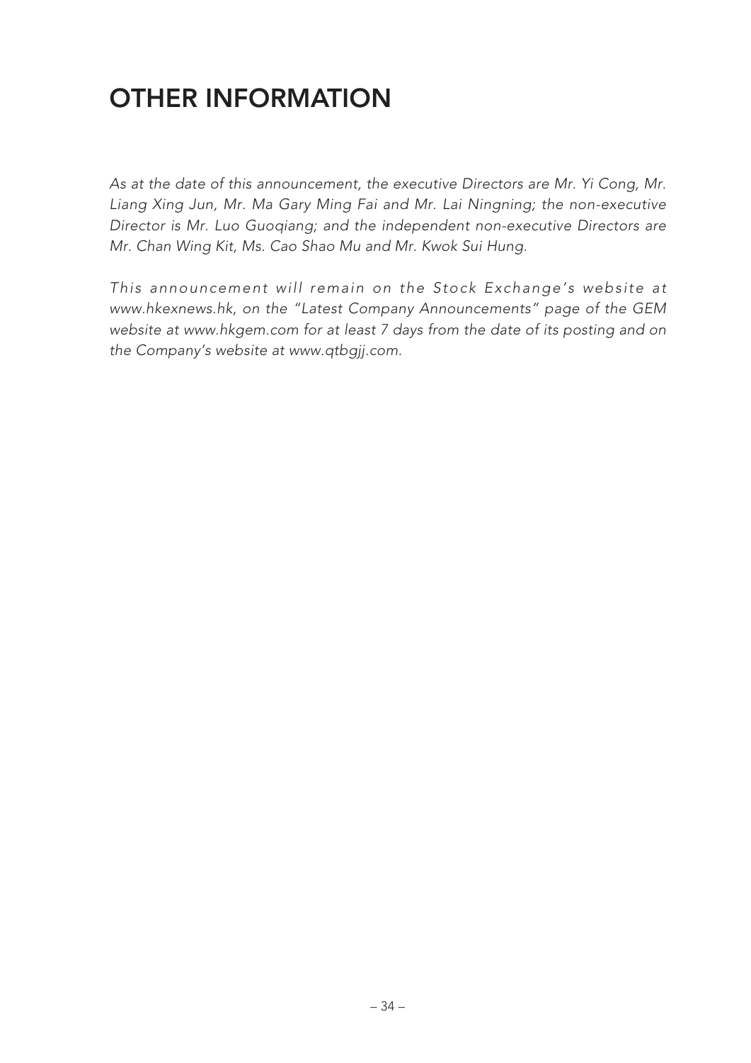# OTHER INFORMATION

*As at the date of this announcement, the executive Directors are Mr. Yi Cong, Mr. Liang Xing Jun, Mr. Ma Gary Ming Fai and Mr. Lai Ningning; the non-executive Director is Mr. Luo Guoqiang; and the independent non-executive Directors are Mr. Chan Wing Kit, Ms. Cao Shao Mu and Mr. Kwok Sui Hung.*

*This announcement will remain on the Stock Exchange's website at www.hkexnews.hk, on the "Latest Company Announcements" page of the GEM website at www.hkgem.com for at least 7 days from the date of its posting and on the Company's website at www.qtbgjj.com.*